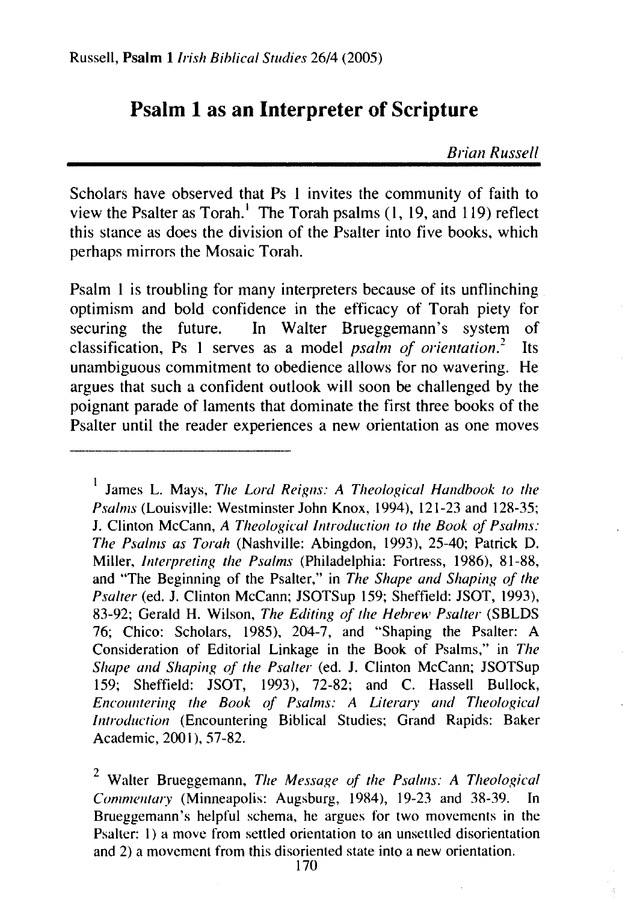# Psalm 1 as an Interpreter of Scripture

*Brian Russell*

Scholars have observed that Ps 1 invites the community of faith to view the Psalter as Torah.[1] The Torah psalms (1, 19, and 119) reflect this stance as does the division of the Psalter into five books, which perhaps mirrors the Mosaic Torah.

Psalm 1 is troubling for many interpreters because of its unflinching optimism and bold confidence in the efficacy of Torah piety for securing the future. In Walter Brueggemann's system of classification, Ps 1 serves as a model *psalm of orientation*.[2] Its unambiguous commitment to obedience allows for no wavering. He argues that such a confident outlook will soon be challenged by the poignant parade of laments that dominate the first three books of the Psalter until the reader experiences a new orientation as one moves

---

[1] James L. Mays, *The Lord Reigns: A Theological Handbook to the Psalms* (Louisville: Westminster John Knox, 1994), 121-23 and 128-35; J. Clinton McCann, *A Theological Introduction to the Book of Psalms: The Psalms as Torah* (Nashville: Abingdon, 1993), 25-40; Patrick D. Miller, *Interpreting the Psalms* (Philadelphia: Fortress, 1986), 81-88, and "The Beginning of the Psalter," in *The Shape and Shaping of the Psalter* (ed. J. Clinton McCann; JSOTSup 159; Sheffield: JSOT, 1993), 83-92; Gerald H. Wilson, *The Editing of the Hebrew Psalter* (SBLDS 76; Chico: Scholars, 1985), 204-7, and "Shaping the Psalter: A Consideration of Editorial Linkage in the Book of Psalms," in *The Shape and Shaping of the Psalter* (ed. J. Clinton McCann; JSOTSup 159; Sheffield: JSOT, 1993), 72-82; and C. Hassell Bullock, *Encountering the Book of Psalms: A Literary and Theological Introduction* (Encountering Biblical Studies; Grand Rapids: Baker Academic, 2001), 57-82.

[2] Walter Brueggemann, *The Message of the Psalms: A Theological Commentary* (Minneapolis: Augsburg, 1984), 19-23 and 38-39. In Brueggemann's helpful schema, he argues for two movements in the Psalter: 1) a move from settled orientation to an unsettled disorientation and 2) a movement from this disoriented state into a new orientation.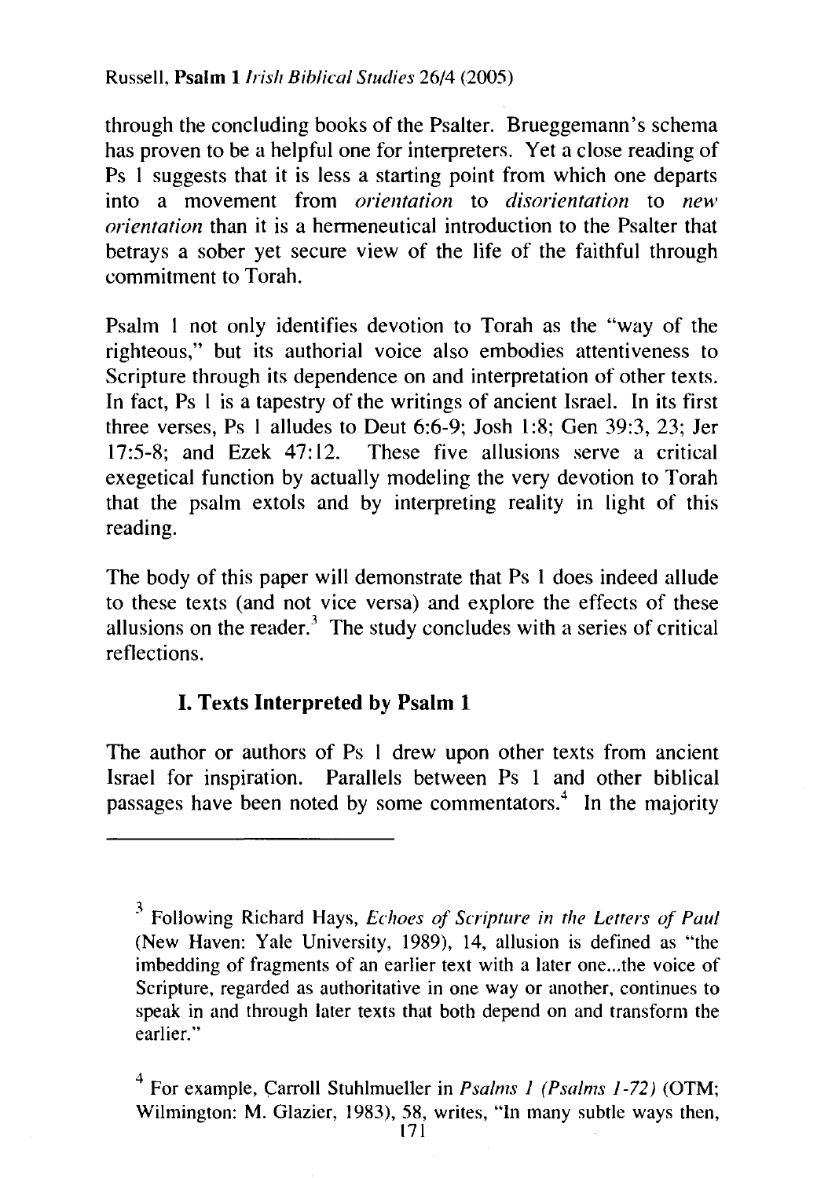through the concluding books of the Psalter. Brueggemann's schema has proven to be a helpful one for interpreters. Yet a close reading of Ps 1 suggests that it is less a starting point from which one departs into a movement from *orientation* to *disorientation* to *new orientation* than it is a hermeneutical introduction to the Psalter that betrays a sober yet secure view of the life of the faithful through commitment to Torah.

Psalm 1 not only identifies devotion to Torah as the "way of the righteous," but its authorial voice also embodies attentiveness to Scripture through its dependence on and interpretation of other texts. In fact, Ps 1 is a tapestry of the writings of ancient Israel. In its first three verses, Ps 1 alludes to Deut 6:6-9; Josh 1:8; Gen 39:3, 23; Jer 17:5-8; and Ezek 47:12. These five allusions serve a critical exegetical function by actually modeling the very devotion to Torah that the psalm extols and by interpreting reality in light of this reading.

The body of this paper will demonstrate that Ps 1 does indeed allude to these texts (and not vice versa) and explore the effects of these allusions on the reader.[3] The study concludes with a series of critical reflections.

## I. Texts Interpreted by Psalm 1

The author or authors of Ps 1 drew upon other texts from ancient Israel for inspiration. Parallels between Ps 1 and other biblical passages have been noted by some commentators.[4] In the majority

---

[3] Following Richard Hays, *Echoes of Scripture in the Letters of Paul* (New Haven: Yale University, 1989), 14, allusion is defined as "the imbedding of fragments of an earlier text with a later one...the voice of Scripture, regarded as authoritative in one way or another, continues to speak in and through later texts that both depend on and transform the earlier."

[4] For example, Carroll Stuhlmueller in *Psalms 1 (Psalms 1-72)* (OTM; Wilmington: M. Glazier, 1983), 58, writes, "In many subtle ways then,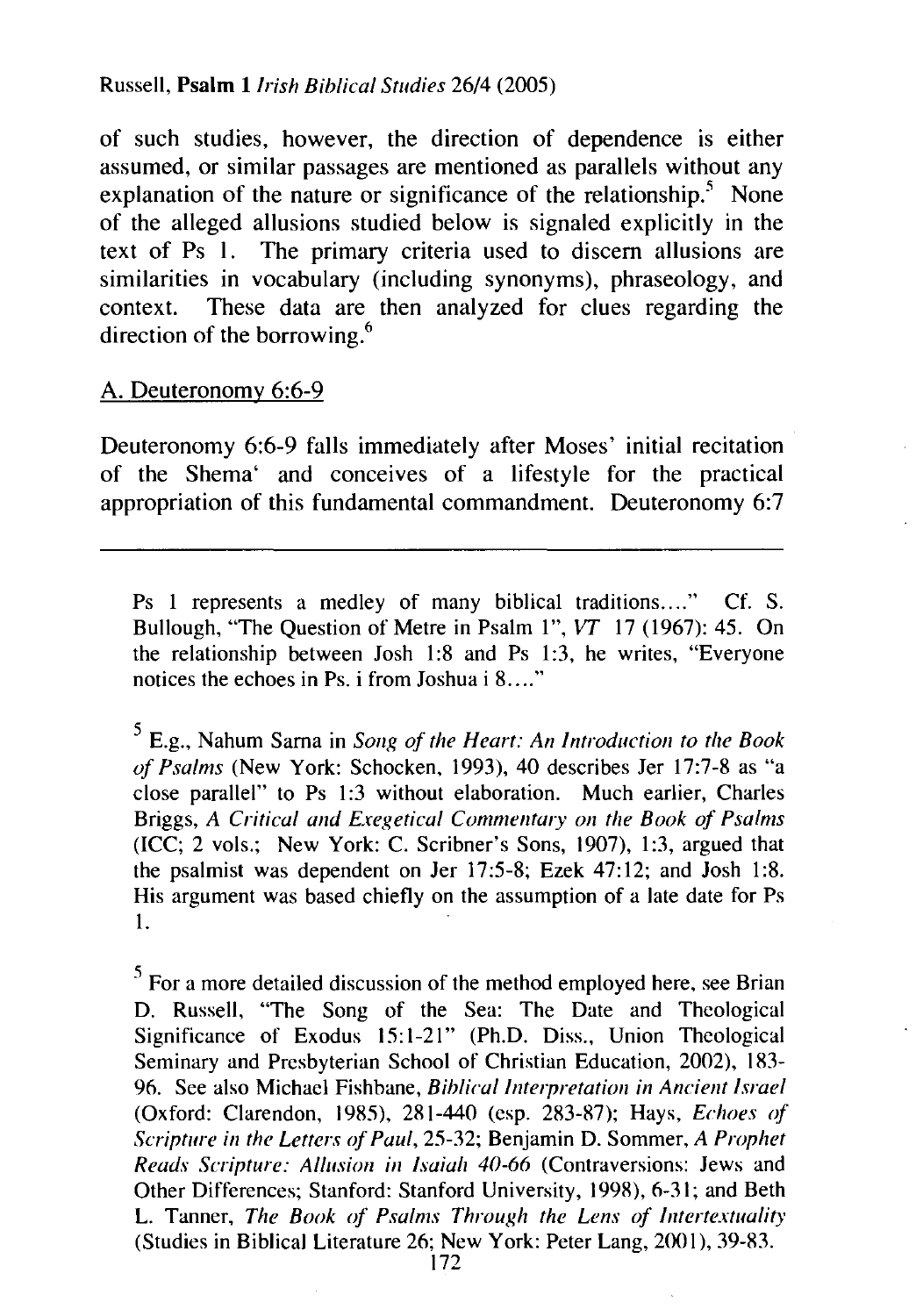of such studies, however, the direction of dependence is either assumed, or similar passages are mentioned as parallels without any explanation of the nature or significance of the relationship.[5] None of the alleged allusions studied below is signaled explicitly in the text of Ps 1. The primary criteria used to discern allusions are similarities in vocabulary (including synonyms), phraseology, and context. These data are then analyzed for clues regarding the direction of the borrowing.[6]

## A. Deuteronomy 6:6-9

Deuteronomy 6:6-9 falls immediately after Moses' initial recitation of the Shema' and conceives of a lifestyle for the practical appropriation of this fundamental commandment. Deuteronomy 6:7

---

Ps 1 represents a medley of many biblical traditions...." Cf. S. Bullough, "The Question of Metre in Psalm 1", *VT* 17 (1967): 45. On the relationship between Josh 1:8 and Ps 1:3, he writes, "Everyone notices the echoes in Ps. i from Joshua i 8...."

[5] E.g., Nahum Sarna in *Song of the Heart: An Introduction to the Book of Psalms* (New York: Schocken, 1993), 40 describes Jer 17:7-8 as "a close parallel" to Ps 1:3 without elaboration. Much earlier, Charles Briggs, *A Critical and Exegetical Commentary on the Book of Psalms* (ICC; 2 vols.; New York: C. Scribner's Sons, 1907), 1:3, argued that the psalmist was dependent on Jer 17:5-8; Ezek 47:12; and Josh 1:8. His argument was based chiefly on the assumption of a late date for Ps 1.

[5] For a more detailed discussion of the method employed here, see Brian D. Russell, "The Song of the Sea: The Date and Theological Significance of Exodus 15:1-21" (Ph.D. Diss., Union Theological Seminary and Presbyterian School of Christian Education, 2002), 183-96. See also Michael Fishbane, *Biblical Interpretation in Ancient Israel* (Oxford: Clarendon, 1985), 281-440 (esp. 283-87); Hays, *Echoes of Scripture in the Letters of Paul*, 25-32; Benjamin D. Sommer, *A Prophet Reads Scripture: Allusion in Isaiah 40-66* (Contraversions: Jews and Other Differences; Stanford: Stanford University, 1998), 6-31; and Beth L. Tanner, *The Book of Psalms Through the Lens of Intertextuality* (Studies in Biblical Literature 26; New York: Peter Lang, 2001), 39-83.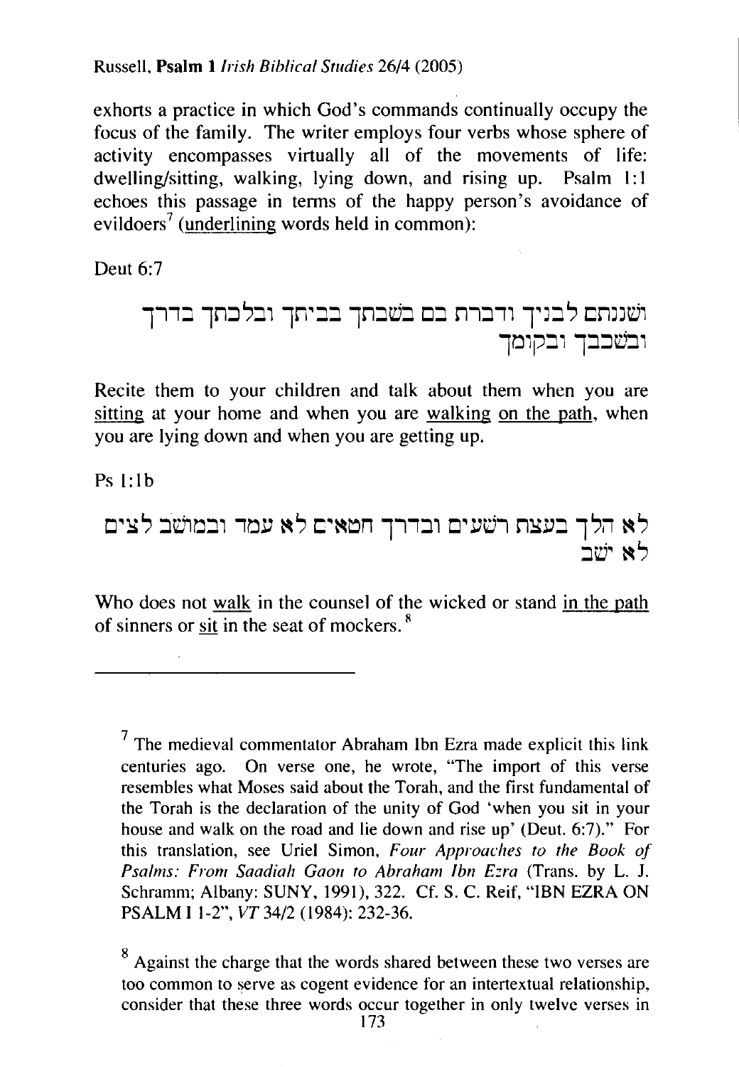exhorts a practice in which God's commands continually occupy the focus of the family. The writer employs four verbs whose sphere of activity encompasses virtually all of the movements of life: dwelling/sitting, walking, lying down, and rising up. Psalm 1:1 echoes this passage in terms of the happy person's avoidance of evildoers[7] (underlining words held in common):

Deut 6:7

ושננתם לבניך ודברת בם בשבתך בביתך ובלכתך בדרך ובשכבך ובקומך

Recite them to your children and talk about them when you are sitting at your home and when you are walking on the path, when you are lying down and when you are getting up.

Ps 1:1b

לא הלך בעצת רשעים ובדרך חטאים לא עמד ובמושב לצים לא ישב

Who does not walk in the counsel of the wicked or stand in the path of sinners or sit in the seat of mockers.[8]

---

[7] The medieval commentator Abraham Ibn Ezra made explicit this link centuries ago. On verse one, he wrote, "The import of this verse resembles what Moses said about the Torah, and the first fundamental of the Torah is the declaration of the unity of God 'when you sit in your house and walk on the road and lie down and rise up' (Deut. 6:7)." For this translation, see Uriel Simon, *Four Approaches to the Book of Psalms: From Saadiah Gaon to Abraham Ibn Ezra* (Trans. by L. J. Schramm; Albany: SUNY, 1991), 322. Cf. S. C. Reif, "IBN EZRA ON PSALM I 1-2", *VT* 34/2 (1984): 232-36.

[8] Against the charge that the words shared between these two verses are too common to serve as cogent evidence for an intertextual relationship, consider that these three words occur together in only twelve verses in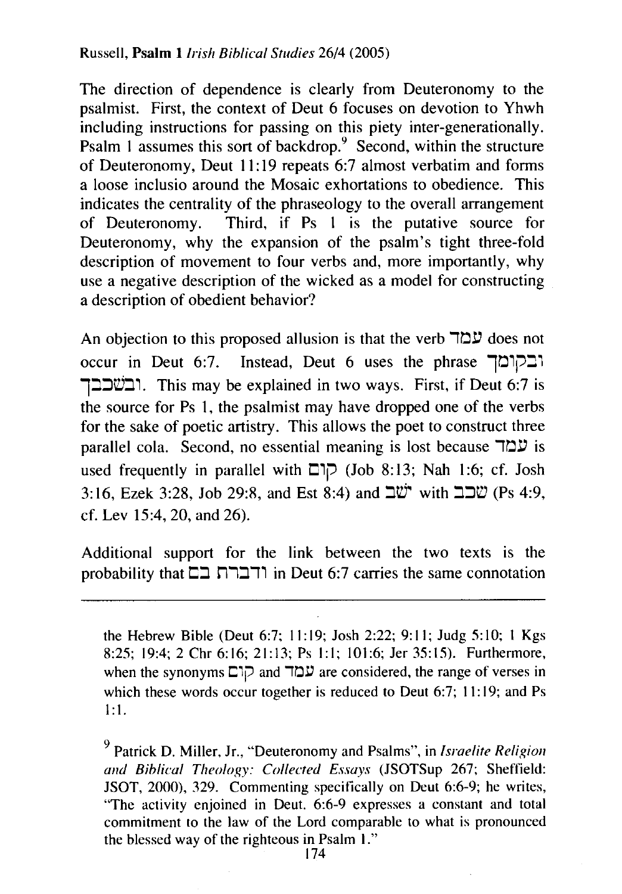The direction of dependence is clearly from Deuteronomy to the psalmist. First, the context of Deut 6 focuses on devotion to Yhwh including instructions for passing on this piety inter-generationally. Psalm 1 assumes this sort of backdrop.[9] Second, within the structure of Deuteronomy, Deut 11:19 repeats 6:7 almost verbatim and forms a loose inclusio around the Mosaic exhortations to obedience. This indicates the centrality of the phraseology to the overall arrangement of Deuteronomy. Third, if Ps 1 is the putative source for Deuteronomy, why the expansion of the psalm's tight three-fold description of movement to four verbs and, more importantly, why use a negative description of the wicked as a model for constructing a description of obedient behavior?

An objection to this proposed allusion is that the verb עמד does not occur in Deut 6:7. Instead, Deut 6 uses the phrase ובקומך ובשכבך. This may be explained in two ways. First, if Deut 6:7 is the source for Ps 1, the psalmist may have dropped one of the verbs for the sake of poetic artistry. This allows the poet to construct three parallel cola. Second, no essential meaning is lost because עמד is used frequently in parallel with קום (Job 8:13; Nah 1:6; cf. Josh 3:16, Ezek 3:28, Job 29:8, and Est 8:4) and ישב with שכב (Ps 4:9, cf. Lev 15:4, 20, and 26).

Additional support for the link between the two texts is the probability that ודברת בם in Deut 6:7 carries the same connotation

---

the Hebrew Bible (Deut 6:7; 11:19; Josh 2:22; 9:11; Judg 5:10; 1 Kgs 8:25; 19:4; 2 Chr 6:16; 21:13; Ps 1:1; 101:6; Jer 35:15). Furthermore, when the synonyms קום and עמד are considered, the range of verses in which these words occur together is reduced to Deut 6:7; 11:19; and Ps 1:1.

[9] Patrick D. Miller, Jr., "Deuteronomy and Psalms", in *Israelite Religion and Biblical Theology: Collected Essays* (JSOTSup 267; Sheffield: JSOT, 2000), 329. Commenting specifically on Deut 6:6-9; he writes, "The activity enjoined in Deut. 6:6-9 expresses a constant and total commitment to the law of the Lord comparable to what is pronounced the blessed way of the righteous in Psalm 1."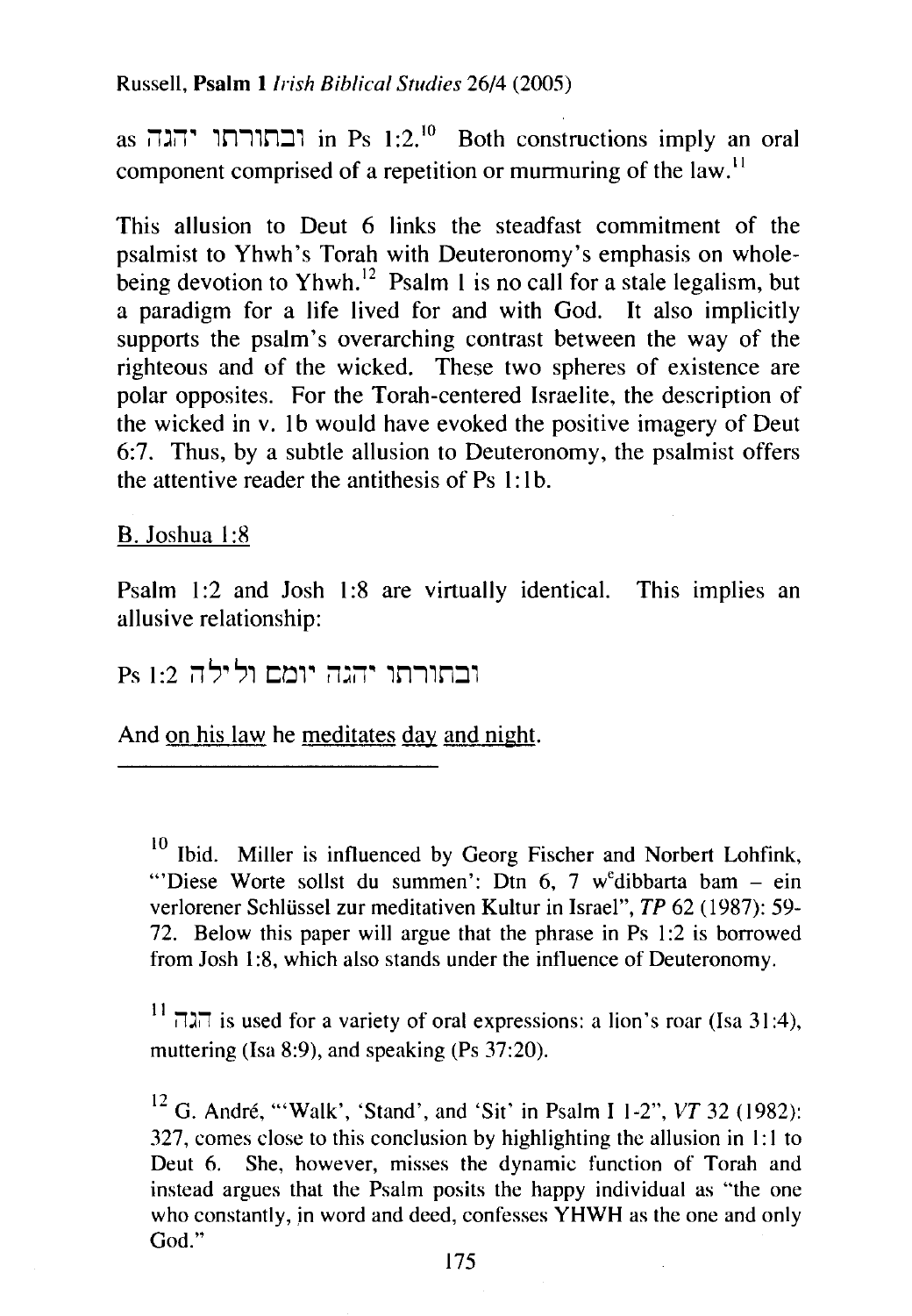as ובתורתו יהגה in Ps 1:2.[10] Both constructions imply an oral component comprised of a repetition or murmuring of the law.[11]

This allusion to Deut 6 links the steadfast commitment of the psalmist to Yhwh's Torah with Deuteronomy's emphasis on whole-being devotion to Yhwh.[12] Psalm 1 is no call for a stale legalism, but a paradigm for a life lived for and with God. It also implicitly supports the psalm's overarching contrast between the way of the righteous and of the wicked. These two spheres of existence are polar opposites. For the Torah-centered Israelite, the description of the wicked in v. 1b would have evoked the positive imagery of Deut 6:7. Thus, by a subtle allusion to Deuteronomy, the psalmist offers the attentive reader the antithesis of Ps 1:1b.

B. Joshua 1:8

Psalm 1:2 and Josh 1:8 are virtually identical. This implies an allusive relationship:

Ps 1:2 ובתורתו יהגה יומם ולילה

And <u>on his law</u> he <u>meditates</u> <u>day</u> <u>and night</u>.

---

[10] Ibid. Miller is influenced by Georg Fischer and Norbert Lohfink, "'Diese Worte sollst du summen': Dtn 6, 7 w^e^dibbarta bam – ein verlorener Schlüssel zur meditativen Kultur in Israel", *TP* 62 (1987): 59-72. Below this paper will argue that the phrase in Ps 1:2 is borrowed from Josh 1:8, which also stands under the influence of Deuteronomy.

[11] הגה is used for a variety of oral expressions: a lion's roar (Isa 31:4), muttering (Isa 8:9), and speaking (Ps 37:20).

[12] G. André, "'Walk', 'Stand', and 'Sit' in Psalm I 1-2", *VT* 32 (1982): 327, comes close to this conclusion by highlighting the allusion in 1:1 to Deut 6. She, however, misses the dynamic function of Torah and instead argues that the Psalm posits the happy individual as "the one who constantly, in word and deed, confesses YHWH as the one and only God."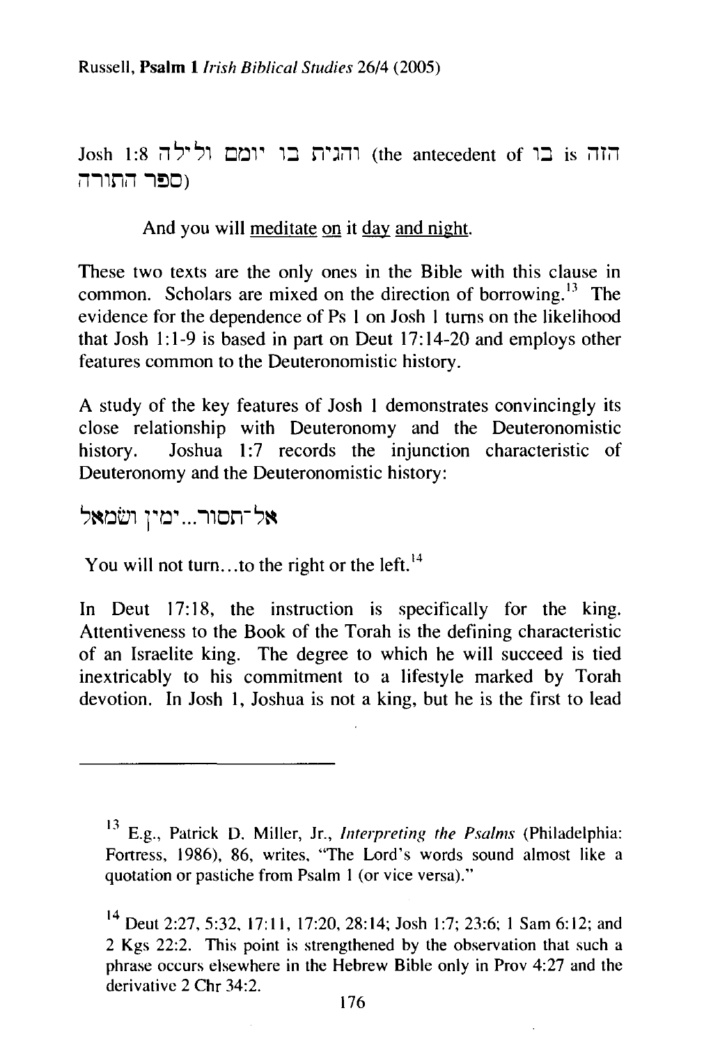Josh 1:8 והגית בו יומם ולילה (the antecedent of בו is הזה ספר התורה)

And you will meditate on it day and night.

These two texts are the only ones in the Bible with this clause in common. Scholars are mixed on the direction of borrowing.[13] The evidence for the dependence of Ps 1 on Josh 1 turns on the likelihood that Josh 1:1-9 is based in part on Deut 17:14-20 and employs other features common to the Deuteronomistic history.

A study of the key features of Josh 1 demonstrates convincingly its close relationship with Deuteronomy and the Deuteronomistic history. Joshua 1:7 records the injunction characteristic of Deuteronomy and the Deuteronomistic history:

אל־תסור...ימין ושׂמאל

You will not turn...to the right or the left.[14]

In Deut 17:18, the instruction is specifically for the king. Attentiveness to the Book of the Torah is the defining characteristic of an Israelite king. The degree to which he will succeed is tied inextricably to his commitment to a lifestyle marked by Torah devotion. In Josh 1, Joshua is not a king, but he is the first to lead

---

[13] E.g., Patrick D. Miller, Jr., *Interpreting the Psalms* (Philadelphia: Fortress, 1986), 86, writes, "The Lord's words sound almost like a quotation or pastiche from Psalm 1 (or vice versa)."

[14] Deut 2:27, 5:32, 17:11, 17:20, 28:14; Josh 1:7; 23:6; 1 Sam 6:12; and 2 Kgs 22:2. This point is strengthened by the observation that such a phrase occurs elsewhere in the Hebrew Bible only in Prov 4:27 and the derivative 2 Chr 34:2.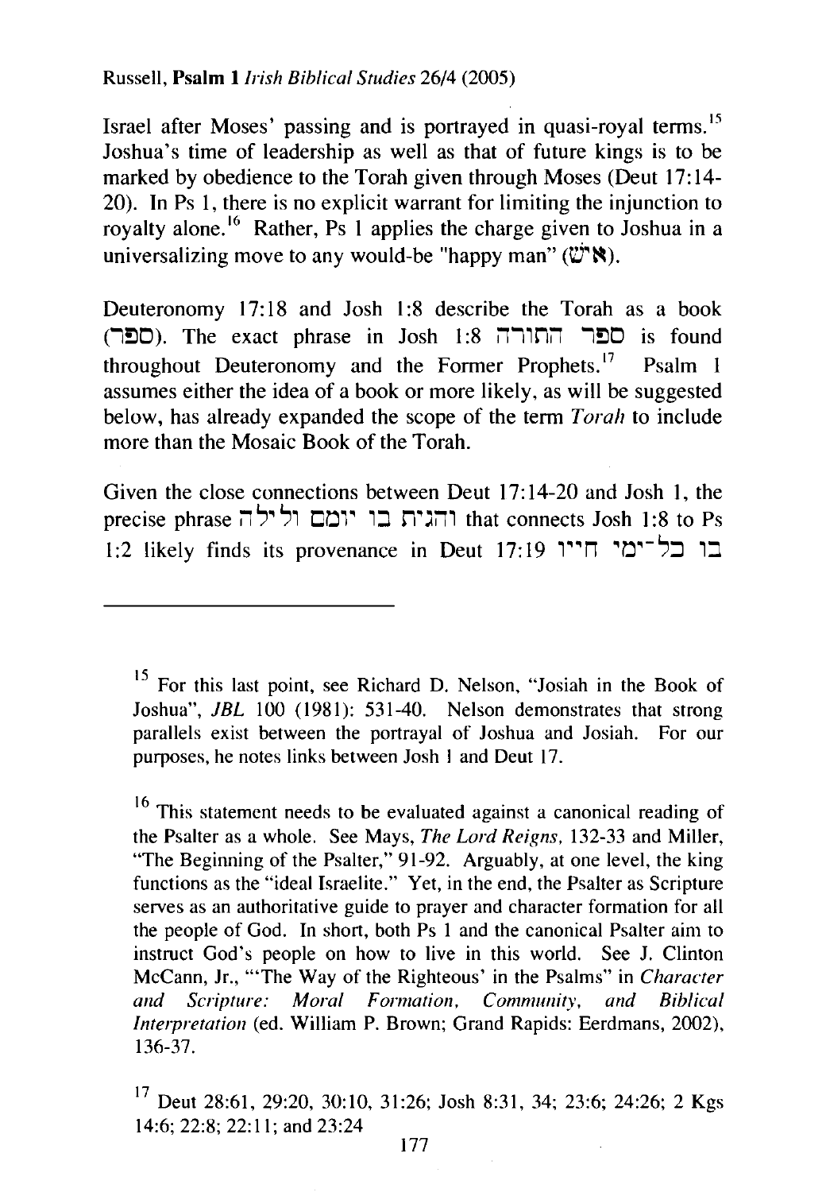Israel after Moses' passing and is portrayed in quasi-royal terms.[15] Joshua's time of leadership as well as that of future kings is to be marked by obedience to the Torah given through Moses (Deut 17:14-20). In Ps 1, there is no explicit warrant for limiting the injunction to royalty alone.[16] Rather, Ps 1 applies the charge given to Joshua in a universalizing move to any would-be "happy man" (אִישׁ).

Deuteronomy 17:18 and Josh 1:8 describe the Torah as a book (ספר). The exact phrase in Josh 1:8 ספר התורה is found throughout Deuteronomy and the Former Prophets.[17] Psalm 1 assumes either the idea of a book or more likely, as will be suggested below, has already expanded the scope of the term *Torah* to include more than the Mosaic Book of the Torah.

Given the close connections between Deut 17:14-20 and Josh 1, the precise phrase והגית בו יומם ולילה that connects Josh 1:8 to Ps 1:2 likely finds its provenance in Deut 17:19 בו כל־ימי חייו

---

[15] For this last point, see Richard D. Nelson, "Josiah in the Book of Joshua", *JBL* 100 (1981): 531-40. Nelson demonstrates that strong parallels exist between the portrayal of Joshua and Josiah. For our purposes, he notes links between Josh 1 and Deut 17.

[16] This statement needs to be evaluated against a canonical reading of the Psalter as a whole. See Mays, *The Lord Reigns*, 132-33 and Miller, "The Beginning of the Psalter," 91-92. Arguably, at one level, the king functions as the "ideal Israelite." Yet, in the end, the Psalter as Scripture serves as an authoritative guide to prayer and character formation for all the people of God. In short, both Ps 1 and the canonical Psalter aim to instruct God's people on how to live in this world. See J. Clinton McCann, Jr., "'The Way of the Righteous' in the Psalms" in *Character and Scripture: Moral Formation, Community, and Biblical Interpretation* (ed. William P. Brown; Grand Rapids: Eerdmans, 2002), 136-37.

[17] Deut 28:61, 29:20, 30:10, 31:26; Josh 8:31, 34; 23:6; 24:26; 2 Kgs 14:6; 22:8; 22:11; and 23:24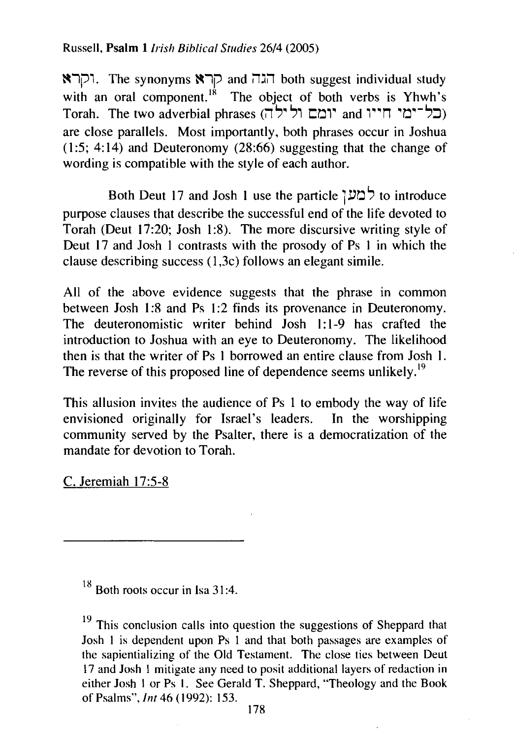וקרא. The synonyms קרא and הגה both suggest individual study with an oral component.[18] The object of both verbs is Yhwh's Torah. The two adverbial phrases (יומם ולילה and כל־ימי חייו) are close parallels. Most importantly, both phrases occur in Joshua (1:5; 4:14) and Deuteronomy (28:66) suggesting that the change of wording is compatible with the style of each author.

Both Deut 17 and Josh 1 use the particle למען to introduce purpose clauses that describe the successful end of the life devoted to Torah (Deut 17:20; Josh 1:8). The more discursive writing style of Deut 17 and Josh 1 contrasts with the prosody of Ps 1 in which the clause describing success (1,3c) follows an elegant simile.

All of the above evidence suggests that the phrase in common between Josh 1:8 and Ps 1:2 finds its provenance in Deuteronomy. The deuteronomistic writer behind Josh 1:1-9 has crafted the introduction to Joshua with an eye to Deuteronomy. The likelihood then is that the writer of Ps 1 borrowed an entire clause from Josh 1. The reverse of this proposed line of dependence seems unlikely.[19]

This allusion invites the audience of Ps 1 to embody the way of life envisioned originally for Israel's leaders. In the worshipping community served by the Psalter, there is a democratization of the mandate for devotion to Torah.

C. Jeremiah 17:5-8

---

[18] Both roots occur in Isa 31:4.

[19] This conclusion calls into question the suggestions of Sheppard that Josh 1 is dependent upon Ps 1 and that both passages are examples of the sapientializing of the Old Testament. The close ties between Deut 17 and Josh 1 mitigate any need to posit additional layers of redaction in either Josh 1 or Ps 1. See Gerald T. Sheppard, "Theology and the Book of Psalms", *Int* 46 (1992): 153.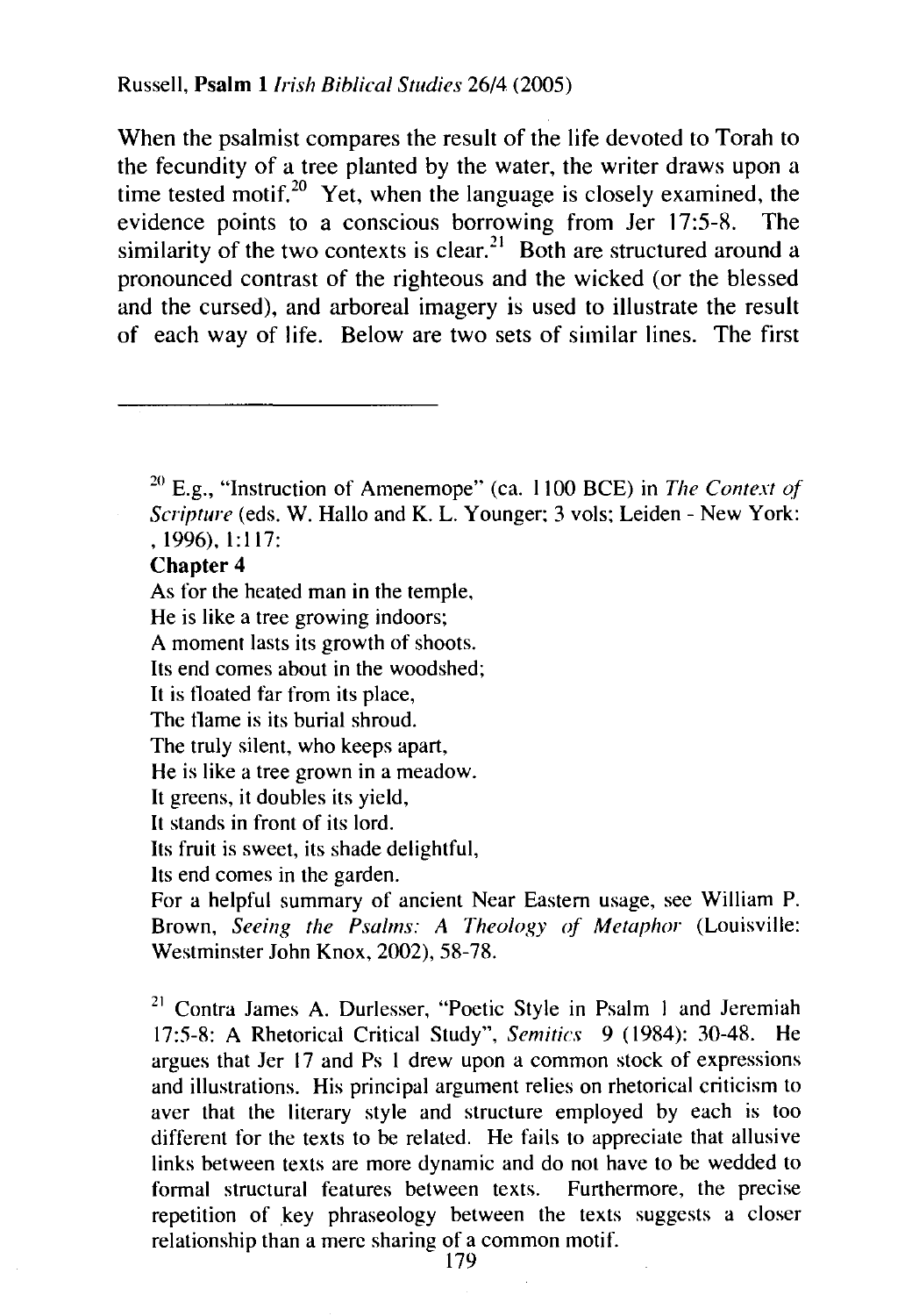When the psalmist compares the result of the life devoted to Torah to the fecundity of a tree planted by the water, the writer draws upon a time tested motif.[20] Yet, when the language is closely examined, the evidence points to a conscious borrowing from Jer 17:5-8. The similarity of the two contexts is clear.[21] Both are structured around a pronounced contrast of the righteous and the wicked (or the blessed and the cursed), and arboreal imagery is used to illustrate the result of each way of life. Below are two sets of similar lines. The first

---

[20] E.g., "Instruction of Amenemope" (ca. 1100 BCE) in *The Context of Scripture* (eds. W. Hallo and K. L. Younger; 3 vols; Leiden - New York: , 1996), 1:117:

**Chapter 4**

As for the heated man in the temple,
He is like a tree growing indoors;
A moment lasts its growth of shoots.
Its end comes about in the woodshed;
It is floated far from its place,
The flame is its burial shroud.
The truly silent, who keeps apart,
He is like a tree grown in a meadow.
It greens, it doubles its yield,
It stands in front of its lord.
Its fruit is sweet, its shade delightful,
Its end comes in the garden.

For a helpful summary of ancient Near Eastern usage, see William P. Brown, *Seeing the Psalms: A Theology of Metaphor* (Louisville: Westminster John Knox, 2002), 58-78.

[21] Contra James A. Durlesser, "Poetic Style in Psalm 1 and Jeremiah 17:5-8: A Rhetorical Critical Study", *Semitics* 9 (1984): 30-48. He argues that Jer 17 and Ps 1 drew upon a common stock of expressions and illustrations. His principal argument relies on rhetorical criticism to aver that the literary style and structure employed by each is too different for the texts to be related. He fails to appreciate that allusive links between texts are more dynamic and do not have to be wedded to formal structural features between texts. Furthermore, the precise repetition of key phraseology between the texts suggests a closer relationship than a mere sharing of a common motif.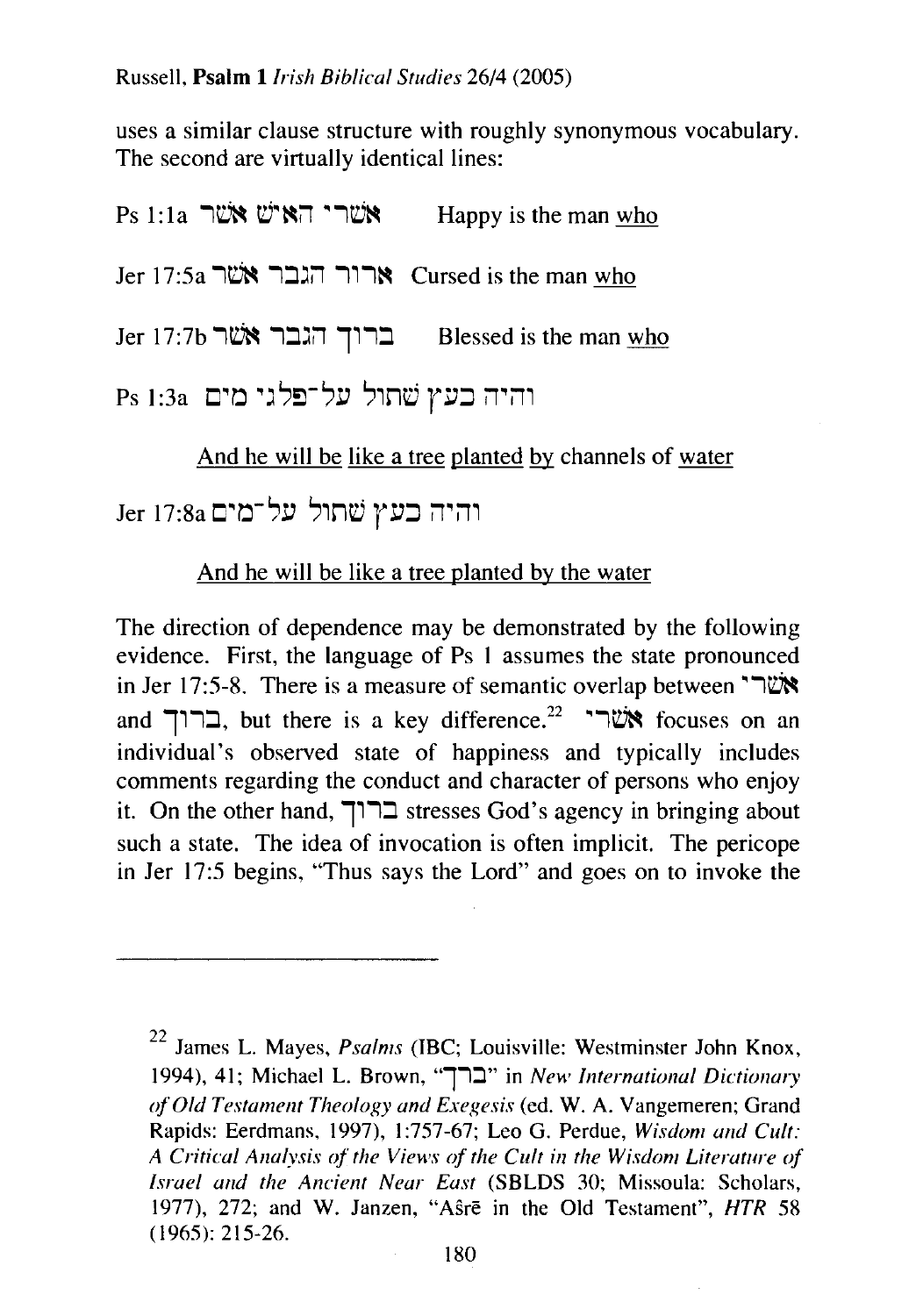uses a similar clause structure with roughly synonymous vocabulary. The second are virtually identical lines:

Ps 1:1a אשׁרי האישׁ אשׁר     Happy is the man <u>who</u>

Jer 17:5a ארור הגבר אשׁר  Cursed is the man <u>who</u>

Jer 17:7b ברוך הגבר אשׁר     Blessed is the man <u>who</u>

Ps 1:3a והיה כעץ שׁתול על־פלגי מים

<u>And he will be</u> <u>like a tree</u> <u>planted</u> <u>by</u> channels of <u>water</u>

Jer 17:8a והיה כעץ שׁתול על־מים

<u>And he will be like a tree planted by the water</u>

The direction of dependence may be demonstrated by the following evidence. First, the language of Ps 1 assumes the state pronounced in Jer 17:5-8. There is a measure of semantic overlap between אשׁרי and ברוך, but there is a key difference.[22] אשׁרי focuses on an individual's observed state of happiness and typically includes comments regarding the conduct and character of persons who enjoy it. On the other hand, ברוך stresses God's agency in bringing about such a state. The idea of invocation is often implicit. The pericope in Jer 17:5 begins, "Thus says the Lord" and goes on to invoke the

---

[22] James L. Mayes, *Psalms* (IBC; Louisville: Westminster John Knox, 1994), 41; Michael L. Brown, "ברך" in *New International Dictionary of Old Testament Theology and Exegesis* (ed. W. A. Vangemeren; Grand Rapids: Eerdmans, 1997), 1:757-67; Leo G. Perdue, *Wisdom and Cult: A Critical Analysis of the Views of the Cult in the Wisdom Literature of Israel and the Ancient Near East* (SBLDS 30; Missoula: Scholars, 1977), 272; and W. Janzen, "Aŝrē in the Old Testament", *HTR* 58 (1965): 215-26.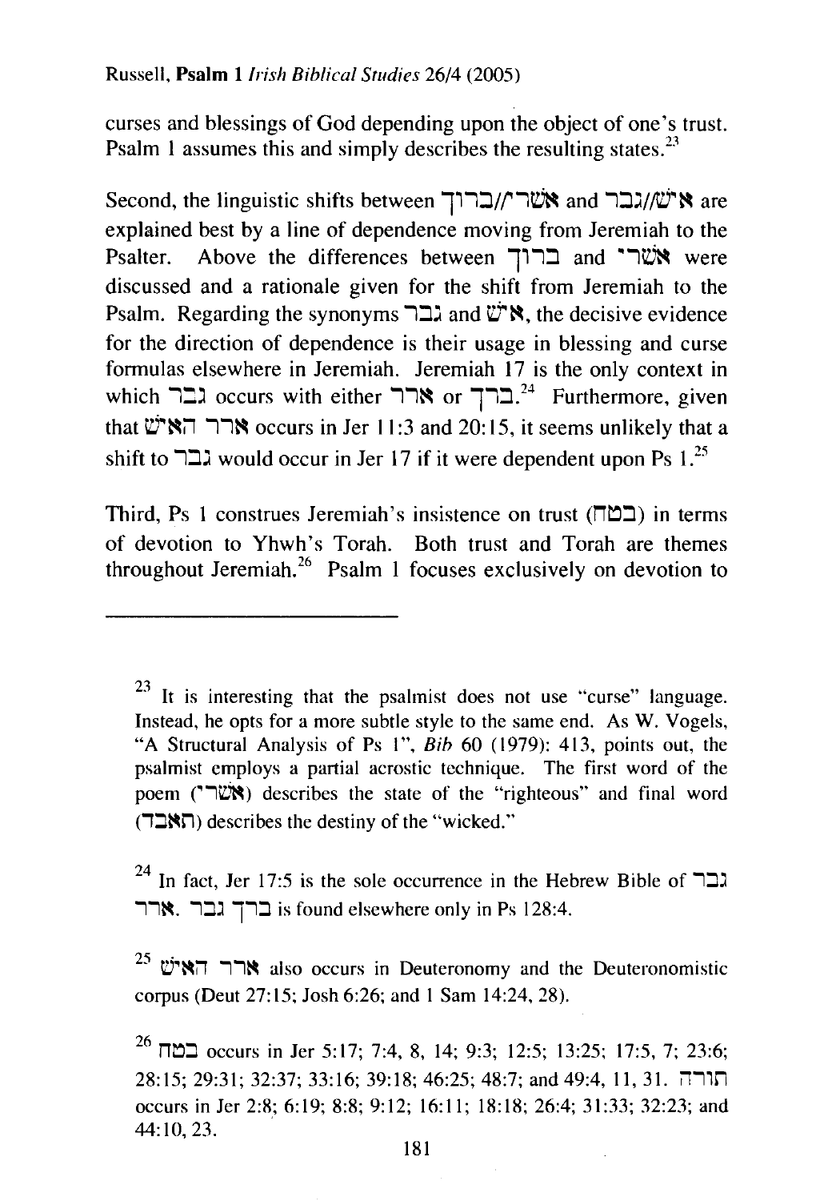curses and blessings of God depending upon the object of one's trust. Psalm 1 assumes this and simply describes the resulting states.[23]

Second, the linguistic shifts between אשרי/ברוך and איש/גבר are explained best by a line of dependence moving from Jeremiah to the Psalter. Above the differences between ברוך and אשרי were discussed and a rationale given for the shift from Jeremiah to the Psalm. Regarding the synonyms גבר and איש, the decisive evidence for the direction of dependence is their usage in blessing and curse formulas elsewhere in Jeremiah. Jeremiah 17 is the only context in which גבר occurs with either ארר or ברך.[24] Furthermore, given that ארר האיש occurs in Jer 11:3 and 20:15, it seems unlikely that a shift to גבר would occur in Jer 17 if it were dependent upon Ps 1.[25]

Third, Ps 1 construes Jeremiah's insistence on trust (בטח) in terms of devotion to Yhwh's Torah. Both trust and Torah are themes throughout Jeremiah.[26] Psalm 1 focuses exclusively on devotion to

---

[23] It is interesting that the psalmist does not use "curse" language. Instead, he opts for a more subtle style to the same end. As W. Vogels, "A Structural Analysis of Ps 1", *Bib* 60 (1979): 413, points out, the psalmist employs a partial acrostic technique. The first word of the poem (אשרי) describes the state of the "righteous" and final word (תאבד) describes the destiny of the "wicked."

[24] In fact, Jer 17:5 is the sole occurrence in the Hebrew Bible of גבר ארר. ברך גבר is found elsewhere only in Ps 128:4.

[25] ארר האיש also occurs in Deuteronomy and the Deuteronomistic corpus (Deut 27:15; Josh 6:26; and 1 Sam 14:24, 28).

[26] בטח occurs in Jer 5:17; 7:4, 8, 14; 9:3; 12:5; 13:25; 17:5, 7; 23:6; 28:15; 29:31; 32:37; 33:16; 39:18; 46:25; 48:7; and 49:4, 11, 31. תורה occurs in Jer 2:8; 6:19; 8:8; 9:12; 16:11; 18:18; 26:4; 31:33; 32:23; and 44:10, 23.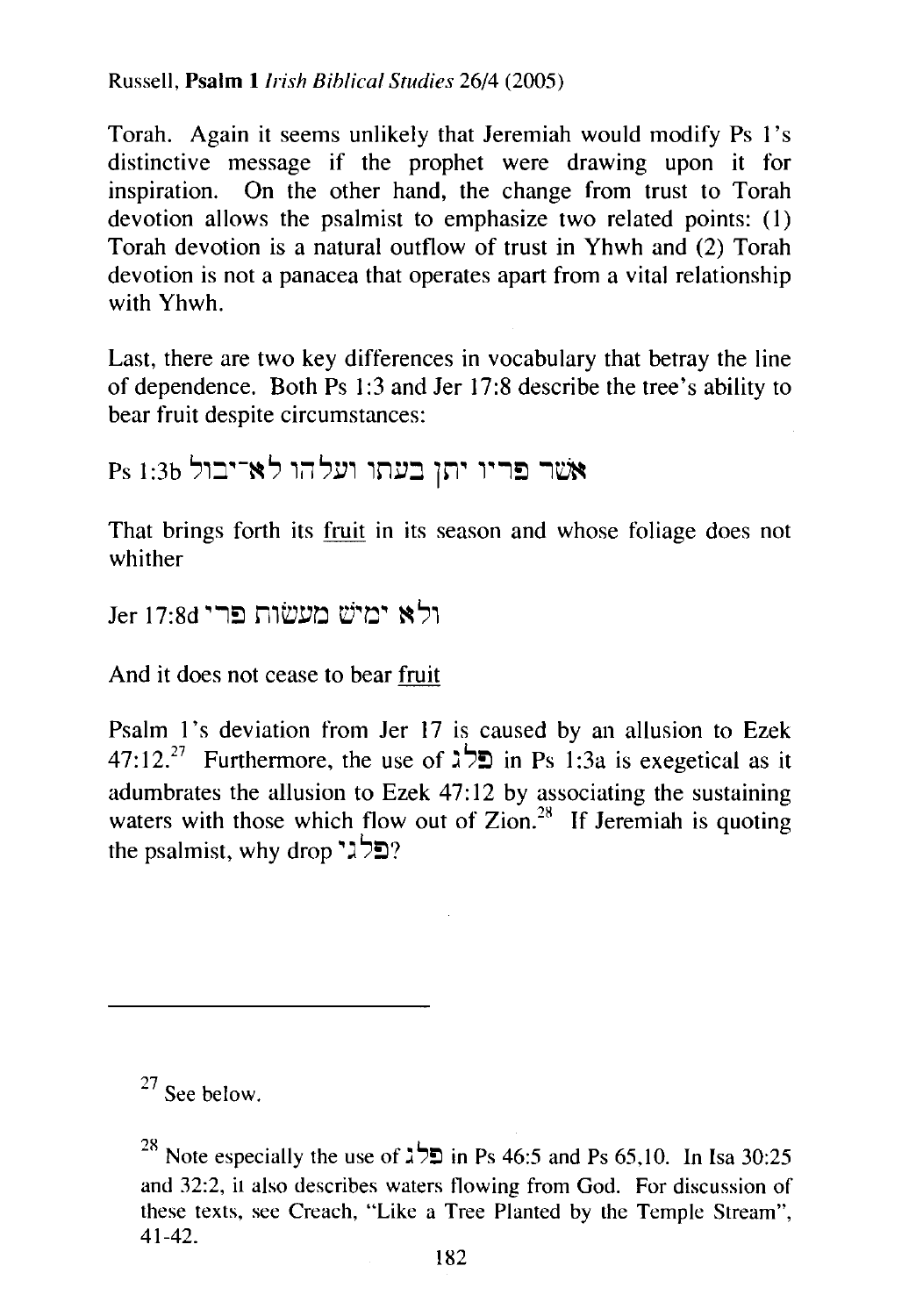Torah. Again it seems unlikely that Jeremiah would modify Ps 1's distinctive message if the prophet were drawing upon it for inspiration. On the other hand, the change from trust to Torah devotion allows the psalmist to emphasize two related points: (1) Torah devotion is a natural outflow of trust in Yhwh and (2) Torah devotion is not a panacea that operates apart from a vital relationship with Yhwh.

Last, there are two key differences in vocabulary that betray the line of dependence. Both Ps 1:3 and Jer 17:8 describe the tree's ability to bear fruit despite circumstances:

Ps 1:3b אֲשֶׁר פִּרְיוֹ יִתֵּן בְּעִתּוֹ וְעָלֵהוּ לֹא־יִבּוֹל

That brings forth its <u>fruit</u> in its season and whose foliage does not whither

Jer 17:8d וְלֹא יָמִישׁ מֵעֲשׂוֹת פֶּרִי

And it does not cease to bear <u>fruit</u>

Psalm 1's deviation from Jer 17 is caused by an allusion to Ezek 47:12.[27] Furthermore, the use of פלג in Ps 1:3a is exegetical as it adumbrates the allusion to Ezek 47:12 by associating the sustaining waters with those which flow out of Zion.[28] If Jeremiah is quoting the psalmist, why drop פלגי?

---

[27] See below.

[28] Note especially the use of פלג in Ps 46:5 and Ps 65,10. In Isa 30:25 and 32:2, it also describes waters flowing from God. For discussion of these texts, see Creach, "Like a Tree Planted by the Temple Stream", 41-42.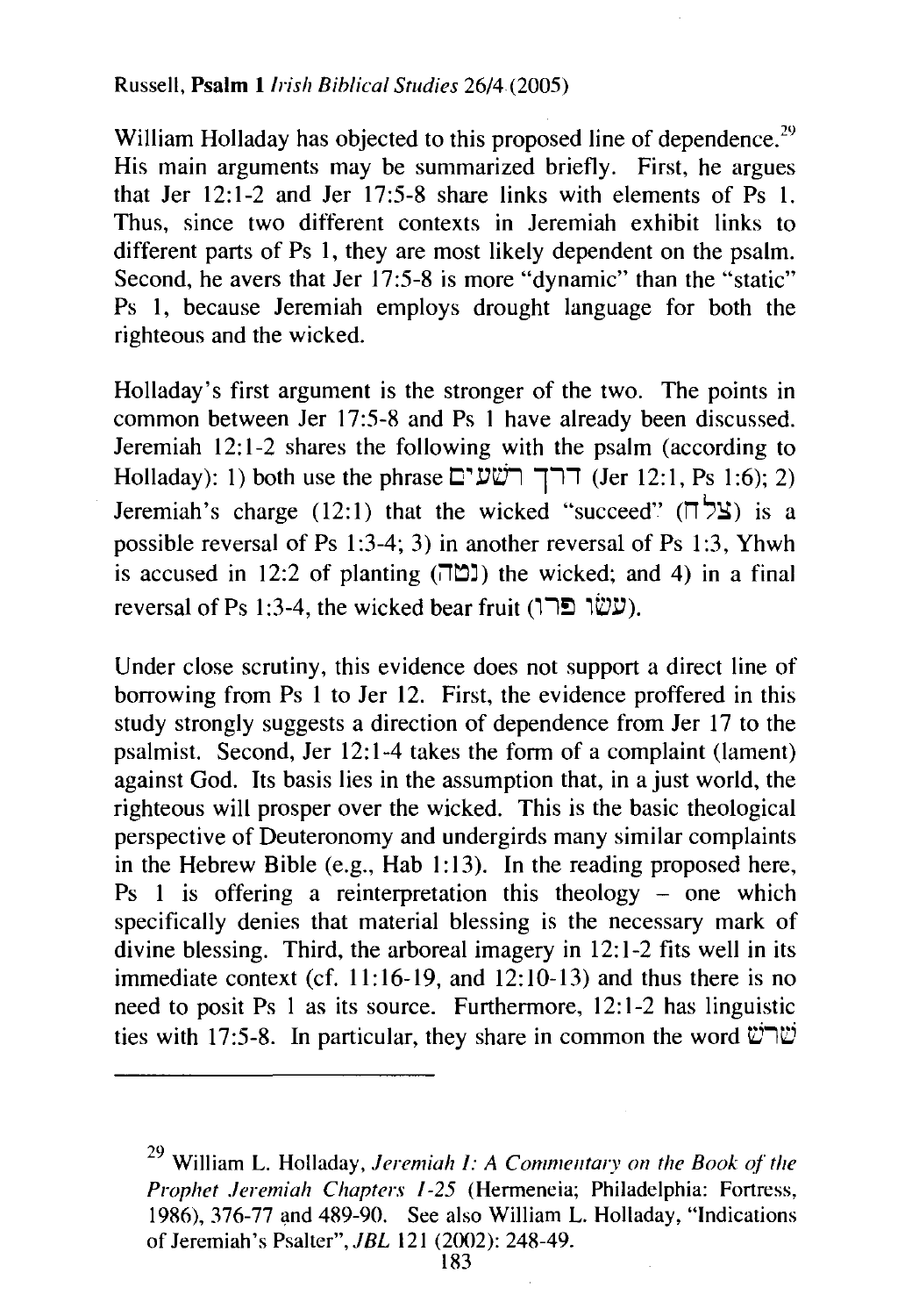William Holladay has objected to this proposed line of dependence.[29] His main arguments may be summarized briefly. First, he argues that Jer 12:1-2 and Jer 17:5-8 share links with elements of Ps 1. Thus, since two different contexts in Jeremiah exhibit links to different parts of Ps 1, they are most likely dependent on the psalm. Second, he avers that Jer 17:5-8 is more "dynamic" than the "static" Ps 1, because Jeremiah employs drought language for both the righteous and the wicked.

Holladay's first argument is the stronger of the two. The points in common between Jer 17:5-8 and Ps 1 have already been discussed. Jeremiah 12:1-2 shares the following with the psalm (according to Holladay): 1) both use the phrase דרך רשׁעים (Jer 12:1, Ps 1:6); 2) Jeremiah's charge (12:1) that the wicked "succeed" (צלח) is a possible reversal of Ps 1:3-4; 3) in another reversal of Ps 1:3, Yhwh is accused in 12:2 of planting (נטה) the wicked; and 4) in a final reversal of Ps 1:3-4, the wicked bear fruit (עשׂו פרו).

Under close scrutiny, this evidence does not support a direct line of borrowing from Ps 1 to Jer 12. First, the evidence proffered in this study strongly suggests a direction of dependence from Jer 17 to the psalmist. Second, Jer 12:1-4 takes the form of a complaint (lament) against God. Its basis lies in the assumption that, in a just world, the righteous will prosper over the wicked. This is the basic theological perspective of Deuteronomy and undergirds many similar complaints in the Hebrew Bible (e.g., Hab 1:13). In the reading proposed here, Ps 1 is offering a reinterpretation this theology – one which specifically denies that material blessing is the necessary mark of divine blessing. Third, the arboreal imagery in 12:1-2 fits well in its immediate context (cf. 11:16-19, and 12:10-13) and thus there is no need to posit Ps 1 as its source. Furthermore, 12:1-2 has linguistic ties with 17:5-8. In particular, they share in common the word שׁרשׁ

---

[29] William L. Holladay, *Jeremiah 1: A Commentary on the Book of the Prophet Jeremiah Chapters 1-25* (Hermeneia; Philadelphia: Fortress, 1986), 376-77 and 489-90. See also William L. Holladay, "Indications of Jeremiah's Psalter", *JBL* 121 (2002): 248-49.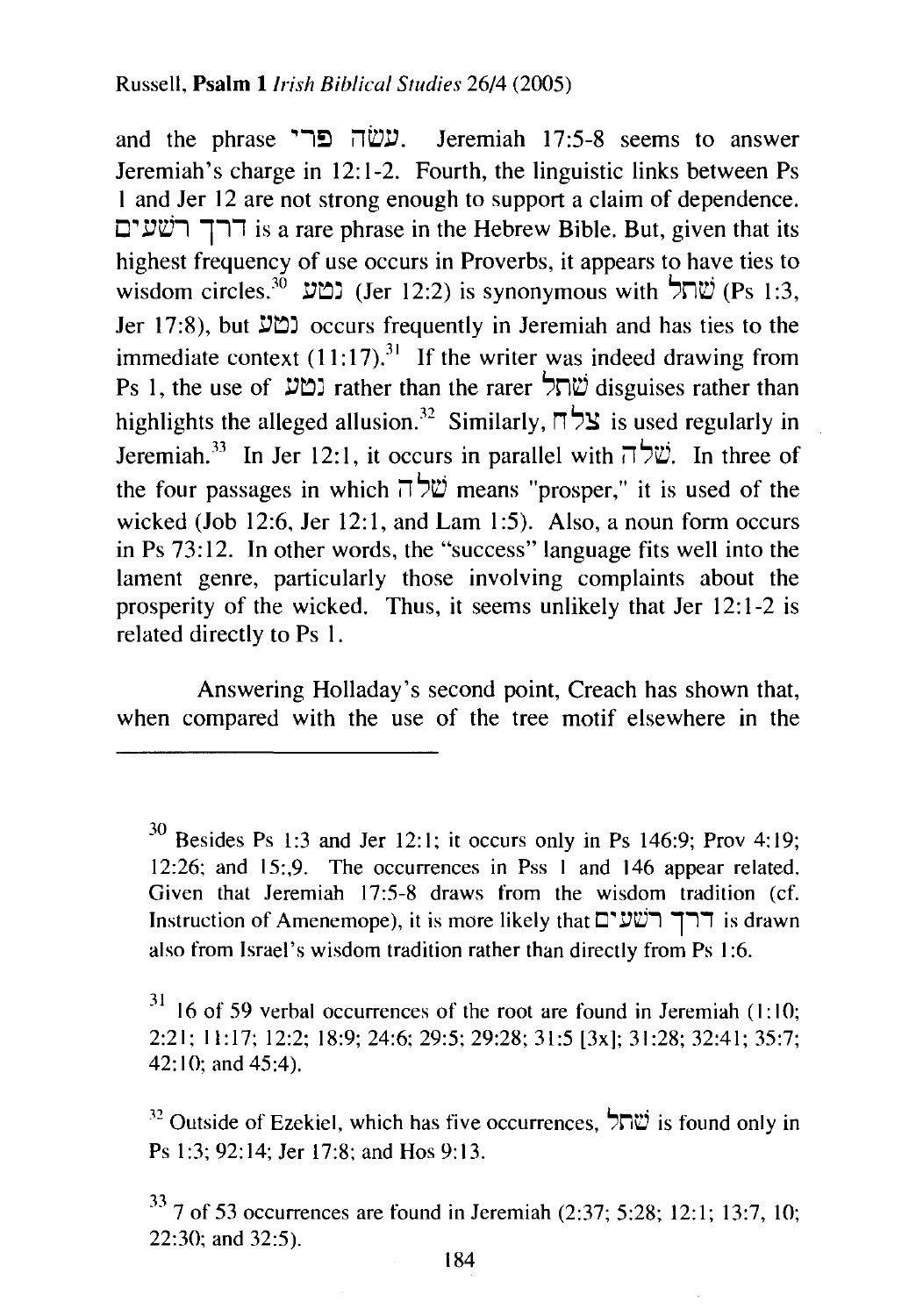and the phrase עשׂה פרי. Jeremiah 17:5-8 seems to answer Jeremiah's charge in 12:1-2. Fourth, the linguistic links between Ps 1 and Jer 12 are not strong enough to support a claim of dependence. דרך רשׁעים is a rare phrase in the Hebrew Bible. But, given that its highest frequency of use occurs in Proverbs, it appears to have ties to wisdom circles.[30] נטע (Jer 12:2) is synonymous with שׁתל (Ps 1:3, Jer 17:8), but נטע occurs frequently in Jeremiah and has ties to the immediate context (11:17).[31] If the writer was indeed drawing from Ps 1, the use of נטע rather than the rarer שׁתל disguises rather than highlights the alleged allusion.[32] Similarly, צלח is used regularly in Jeremiah.[33] In Jer 12:1, it occurs in parallel with שׁלה. In three of the four passages in which שׁלה means "prosper," it is used of the wicked (Job 12:6, Jer 12:1, and Lam 1:5). Also, a noun form occurs in Ps 73:12. In other words, the "success" language fits well into the lament genre, particularly those involving complaints about the prosperity of the wicked. Thus, it seems unlikely that Jer 12:1-2 is related directly to Ps 1.

Answering Holladay's second point, Creach has shown that, when compared with the use of the tree motif elsewhere in the

---

[30] Besides Ps 1:3 and Jer 12:1; it occurs only in Ps 146:9; Prov 4:19; 12:26; and 15:,9. The occurrences in Pss 1 and 146 appear related. Given that Jeremiah 17:5-8 draws from the wisdom tradition (cf. Instruction of Amenemope), it is more likely that דרך רשׁעים is drawn also from Israel's wisdom tradition rather than directly from Ps 1:6.

[31] 16 of 59 verbal occurrences of the root are found in Jeremiah (1:10; 2:21; 11:17; 12:2; 18:9; 24:6; 29:5; 29:28; 31:5 [3x]; 31:28; 32:41; 35:7; 42:10; and 45:4).

[32] Outside of Ezekiel, which has five occurrences, שׁתל is found only in Ps 1:3; 92:14; Jer 17:8; and Hos 9:13.

[33] 7 of 53 occurrences are found in Jeremiah (2:37; 5:28; 12:1; 13:7, 10; 22:30; and 32:5).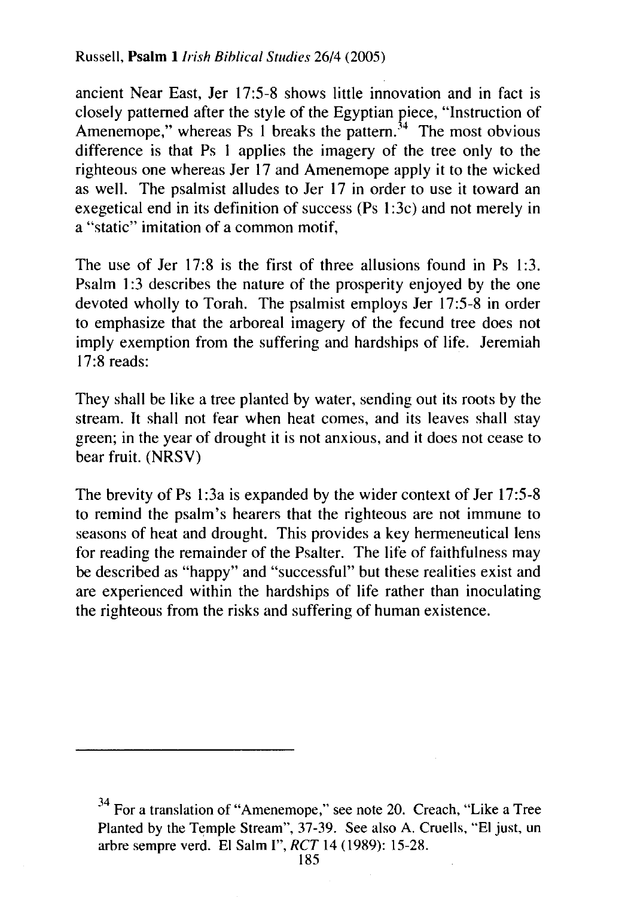ancient Near East, Jer 17:5-8 shows little innovation and in fact is closely patterned after the style of the Egyptian piece, "Instruction of Amenemope," whereas Ps 1 breaks the pattern.[34] The most obvious difference is that Ps 1 applies the imagery of the tree only to the righteous one whereas Jer 17 and Amenemope apply it to the wicked as well. The psalmist alludes to Jer 17 in order to use it toward an exegetical end in its definition of success (Ps 1:3c) and not merely in a "static" imitation of a common motif,

The use of Jer 17:8 is the first of three allusions found in Ps 1:3. Psalm 1:3 describes the nature of the prosperity enjoyed by the one devoted wholly to Torah. The psalmist employs Jer 17:5-8 in order to emphasize that the arboreal imagery of the fecund tree does not imply exemption from the suffering and hardships of life. Jeremiah 17:8 reads:

They shall be like a tree planted by water, sending out its roots by the stream. It shall not fear when heat comes, and its leaves shall stay green; in the year of drought it is not anxious, and it does not cease to bear fruit. (NRSV)

The brevity of Ps 1:3a is expanded by the wider context of Jer 17:5-8 to remind the psalm's hearers that the righteous are not immune to seasons of heat and drought. This provides a key hermeneutical lens for reading the remainder of the Psalter. The life of faithfulness may be described as "happy" and "successful" but these realities exist and are experienced within the hardships of life rather than inoculating the righteous from the risks and suffering of human existence.

---

[34] For a translation of "Amenemope," see note 20. Creach, "Like a Tree Planted by the Temple Stream", 37-39. See also A. Cruells, "El just, un arbre sempre verd. El Salm I", *RCT* 14 (1989): 15-28.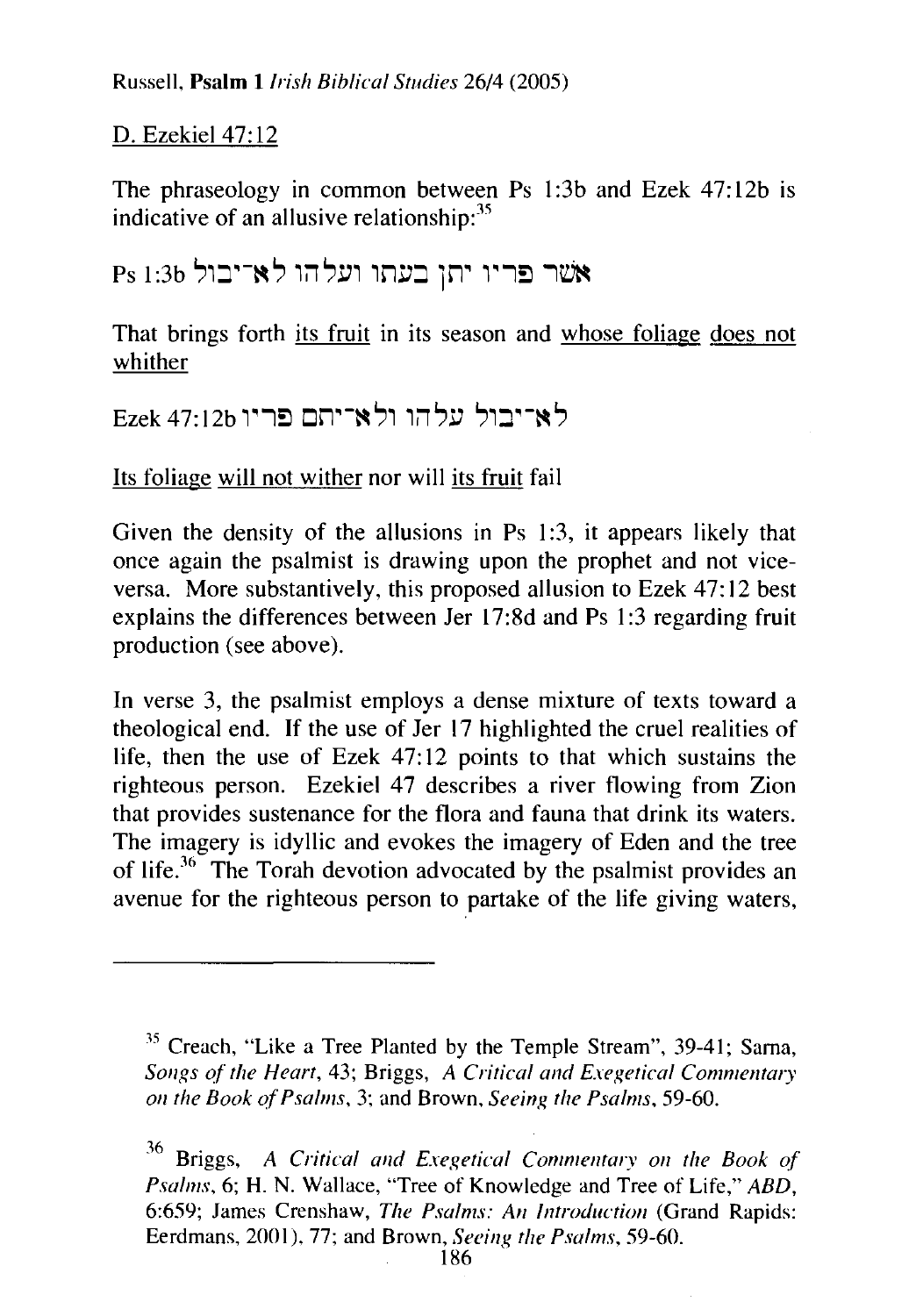D. Ezekiel 47:12

The phraseology in common between Ps 1:3b and Ezek 47:12b is indicative of an allusive relationship:[35]

Ps 1:3b אשׁר פריו יתן בעתו ועלהו לא־יבול

That brings forth <u>its fruit</u> in its season and <u>whose foliage</u> <u>does not whither</u>

Ezek 47:12b לא־יבול עלהו ולא־יתם פריו

<u>Its foliage</u> <u>will not wither</u> nor will <u>its fruit</u> fail

Given the density of the allusions in Ps 1:3, it appears likely that once again the psalmist is drawing upon the prophet and not vice-versa. More substantively, this proposed allusion to Ezek 47:12 best explains the differences between Jer 17:8d and Ps 1:3 regarding fruit production (see above).

In verse 3, the psalmist employs a dense mixture of texts toward a theological end. If the use of Jer 17 highlighted the cruel realities of life, then the use of Ezek 47:12 points to that which sustains the righteous person. Ezekiel 47 describes a river flowing from Zion that provides sustenance for the flora and fauna that drink its waters. The imagery is idyllic and evokes the imagery of Eden and the tree of life.[36] The Torah devotion advocated by the psalmist provides an avenue for the righteous person to partake of the life giving waters,

---

[35] Creach, "Like a Tree Planted by the Temple Stream", 39-41; Sarna, *Songs of the Heart*, 43; Briggs, *A Critical and Exegetical Commentary on the Book of Psalms*, 3; and Brown, *Seeing the Psalms*, 59-60.

[36] Briggs, *A Critical and Exegetical Commentary on the Book of Psalms*, 6; H. N. Wallace, "Tree of Knowledge and Tree of Life," *ABD*, 6:659; James Crenshaw, *The Psalms: An Introduction* (Grand Rapids: Eerdmans, 2001), 77; and Brown, *Seeing the Psalms*, 59-60.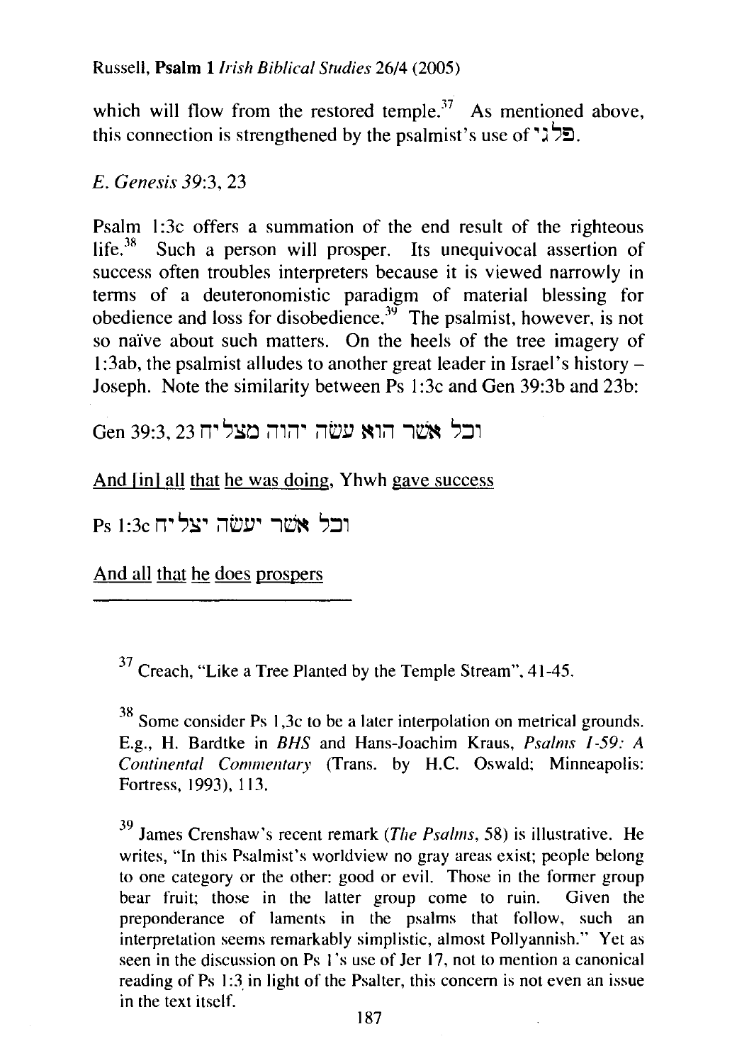which will flow from the restored temple.[37] As mentioned above, this connection is strengthened by the psalmist's use of פלגי.

*E. Genesis 39:3, 23*

Psalm 1:3c offers a summation of the end result of the righteous life.[38] Such a person will prosper. Its unequivocal assertion of success often troubles interpreters because it is viewed narrowly in terms of a deuteronomistic paradigm of material blessing for obedience and loss for disobedience.[39] The psalmist, however, is not so naïve about such matters. On the heels of the tree imagery of 1:3ab, the psalmist alludes to another great leader in Israel's history – Joseph. Note the similarity between Ps 1:3c and Gen 39:3b and 23b:

Gen 39:3, 23 וכל אשׁר הוא עשׂה יהוה מצליח

<u>And [in] all</u> <u>that</u> <u>he was doing</u>, Yhwh <u>gave success</u>

Ps 1:3c וכל אשׁר יעשׂה יצליח

<u>And all</u> <u>that</u> <u>he</u> <u>does</u> <u>prospers</u>

---

[37] Creach, "Like a Tree Planted by the Temple Stream", 41-45.

[38] Some consider Ps 1,3c to be a later interpolation on metrical grounds. E.g., H. Bardtke in *BHS* and Hans-Joachim Kraus, *Psalms 1-59: A Continental Commentary* (Trans. by H.C. Oswald; Minneapolis: Fortress, 1993), 113.

[39] James Crenshaw's recent remark (*The Psalms*, 58) is illustrative. He writes, "In this Psalmist's worldview no gray areas exist; people belong to one category or the other: good or evil. Those in the former group bear fruit; those in the latter group come to ruin. Given the preponderance of laments in the psalms that follow, such an interpretation seems remarkably simplistic, almost Pollyannish." Yet as seen in the discussion on Ps 1's use of Jer 17, not to mention a canonical reading of Ps 1:3 in light of the Psalter, this concern is not even an issue in the text itself.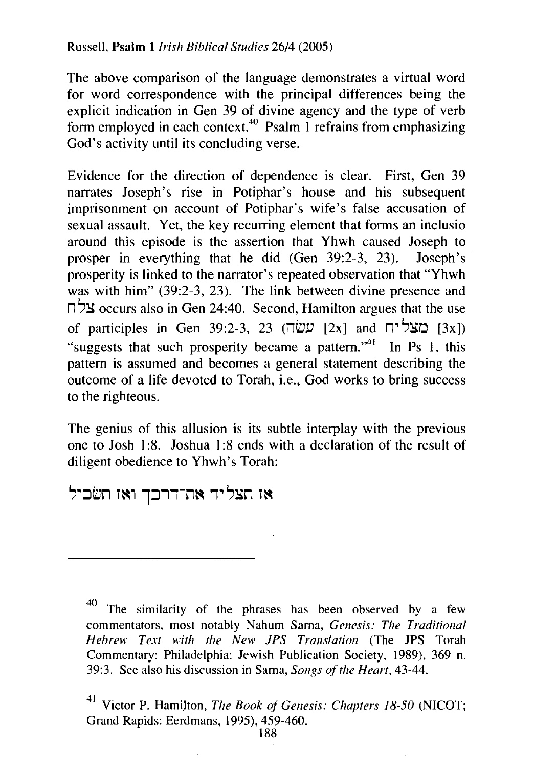The above comparison of the language demonstrates a virtual word for word correspondence with the principal differences being the explicit indication in Gen 39 of divine agency and the type of verb form employed in each context.[40] Psalm 1 refrains from emphasizing God's activity until its concluding verse.

Evidence for the direction of dependence is clear. First, Gen 39 narrates Joseph's rise in Potiphar's house and his subsequent imprisonment on account of Potiphar's wife's false accusation of sexual assault. Yet, the key recurring element that forms an inclusio around this episode is the assertion that Yhwh caused Joseph to prosper in everything that he did (Gen 39:2-3, 23). Joseph's prosperity is linked to the narrator's repeated observation that "Yhwh was with him" (39:2-3, 23). The link between divine presence and צלח occurs also in Gen 24:40. Second, Hamilton argues that the use of participles in Gen 39:2-3, 23 (עשׂה [2x] and מצליח [3x]) "suggests that such prosperity became a pattern."[41] In Ps 1, this pattern is assumed and becomes a general statement describing the outcome of a life devoted to Torah, i.e., God works to bring success to the righteous.

The genius of this allusion is its subtle interplay with the previous one to Josh 1:8. Joshua 1:8 ends with a declaration of the result of diligent obedience to Yhwh's Torah:

אז תצליח את־דרכך ואז תשׂכיל

---

[40] The similarity of the phrases has been observed by a few commentators, most notably Nahum Sarna, *Genesis: The Traditional Hebrew Text with the New JPS Translation* (The JPS Torah Commentary; Philadelphia: Jewish Publication Society, 1989), 369 n. 39:3. See also his discussion in Sarna, *Songs of the Heart*, 43-44.

[41] Victor P. Hamilton, *The Book of Genesis: Chapters 18-50* (NICOT; Grand Rapids: Eerdmans, 1995), 459-460.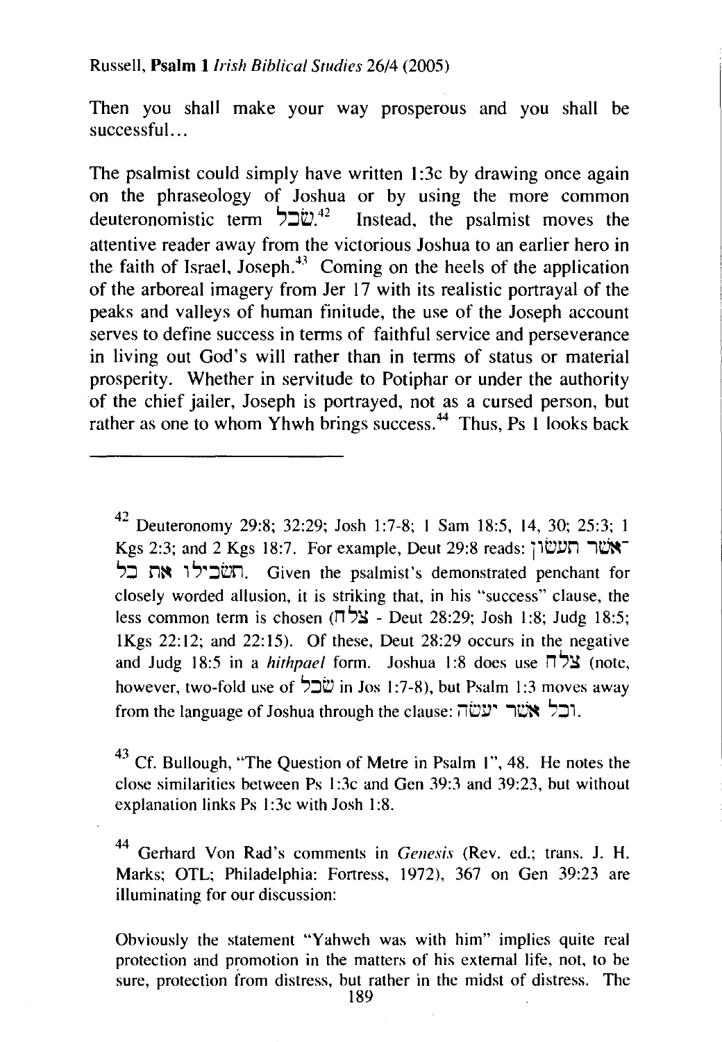Then you shall make your way prosperous and you shall be successful...

The psalmist could simply have written 1:3c by drawing once again on the phraseology of Joshua or by using the more common deuteronomistic term שׂכל.[42] Instead, the psalmist moves the attentive reader away from the victorious Joshua to an earlier hero in the faith of Israel, Joseph.[43] Coming on the heels of the application of the arboreal imagery from Jer 17 with its realistic portrayal of the peaks and valleys of human finitude, the use of the Joseph account serves to define success in terms of faithful service and perseverance in living out God's will rather than in terms of status or material prosperity. Whether in servitude to Potiphar or under the authority of the chief jailer, Joseph is portrayed, not as a cursed person, but rather as one to whom Yhwh brings success.[44] Thus, Ps 1 looks back

---

[42] Deuteronomy 29:8; 32:29; Josh 1:7-8; 1 Sam 18:5, 14, 30; 25:3; 1 Kgs 2:3; and 2 Kgs 18:7. For example, Deut 29:8 reads: אֲשֶׁר תַּעֲשׂוּן תַּשְׂכִּילוּ אֵת כָּל. Given the psalmist's demonstrated penchant for closely worded allusion, it is striking that, in his "success" clause, the less common term is chosen (צלח - Deut 28:29; Josh 1:8; Judg 18:5; 1Kgs 22:12; and 22:15). Of these, Deut 28:29 occurs in the negative and Judg 18:5 in a *hithpael* form. Joshua 1:8 does use צלח (note, however, two-fold use of שׂכל in Jos 1:7-8), but Psalm 1:3 moves away from the language of Joshua through the clause: וכל אשׁר יעשׂה.

[43] Cf. Bullough, "The Question of Metre in Psalm 1", 48. He notes the close similarities between Ps 1:3c and Gen 39:3 and 39:23, but without explanation links Ps 1:3c with Josh 1:8.

[44] Gerhard Von Rad's comments in *Genesis* (Rev. ed.; trans. J. H. Marks; OTL; Philadelphia: Fortress, 1972), 367 on Gen 39:23 are illuminating for our discussion:

Obviously the statement "Yahweh was with him" implies quite real protection and promotion in the matters of his external life, not, to be sure, protection from distress, but rather in the midst of distress. The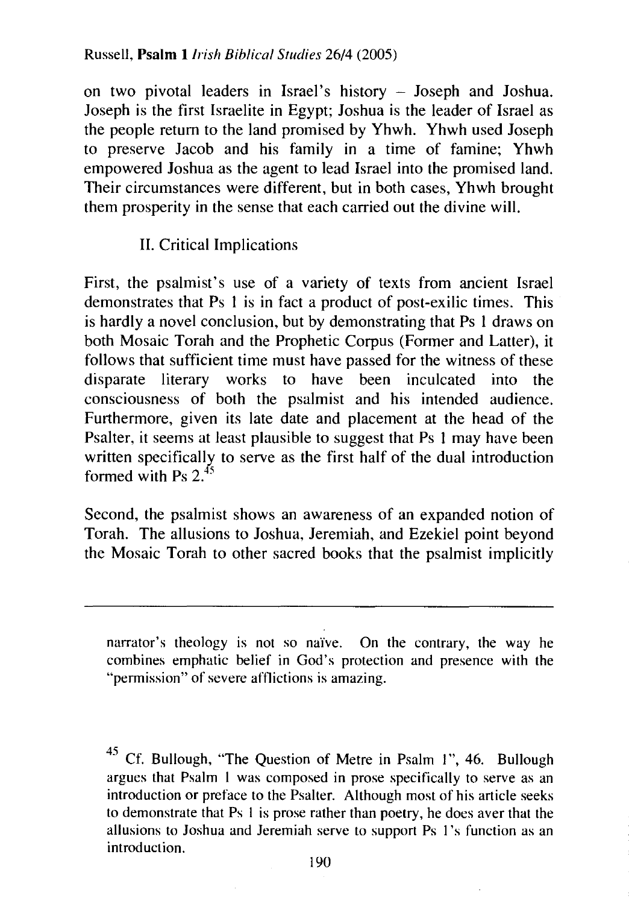on two pivotal leaders in Israel's history – Joseph and Joshua. Joseph is the first Israelite in Egypt; Joshua is the leader of Israel as the people return to the land promised by Yhwh. Yhwh used Joseph to preserve Jacob and his family in a time of famine; Yhwh empowered Joshua as the agent to lead Israel into the promised land. Their circumstances were different, but in both cases, Yhwh brought them prosperity in the sense that each carried out the divine will.

## II. Critical Implications

First, the psalmist's use of a variety of texts from ancient Israel demonstrates that Ps 1 is in fact a product of post-exilic times. This is hardly a novel conclusion, but by demonstrating that Ps 1 draws on both Mosaic Torah and the Prophetic Corpus (Former and Latter), it follows that sufficient time must have passed for the witness of these disparate literary works to have been inculcated into the consciousness of both the psalmist and his intended audience. Furthermore, given its late date and placement at the head of the Psalter, it seems at least plausible to suggest that Ps 1 may have been written specifically to serve as the first half of the dual introduction formed with Ps 2.[45]

Second, the psalmist shows an awareness of an expanded notion of Torah. The allusions to Joshua, Jeremiah, and Ezekiel point beyond the Mosaic Torah to other sacred books that the psalmist implicitly

---

narrator's theology is not so naïve. On the contrary, the way he combines emphatic belief in God's protection and presence with the "permission" of severe afflictions is amazing.

[45] Cf. Bullough, "The Question of Metre in Psalm 1", 46. Bullough argues that Psalm 1 was composed in prose specifically to serve as an introduction or preface to the Psalter. Although most of his article seeks to demonstrate that Ps 1 is prose rather than poetry, he does aver that the allusions to Joshua and Jeremiah serve to support Ps 1's function as an introduction.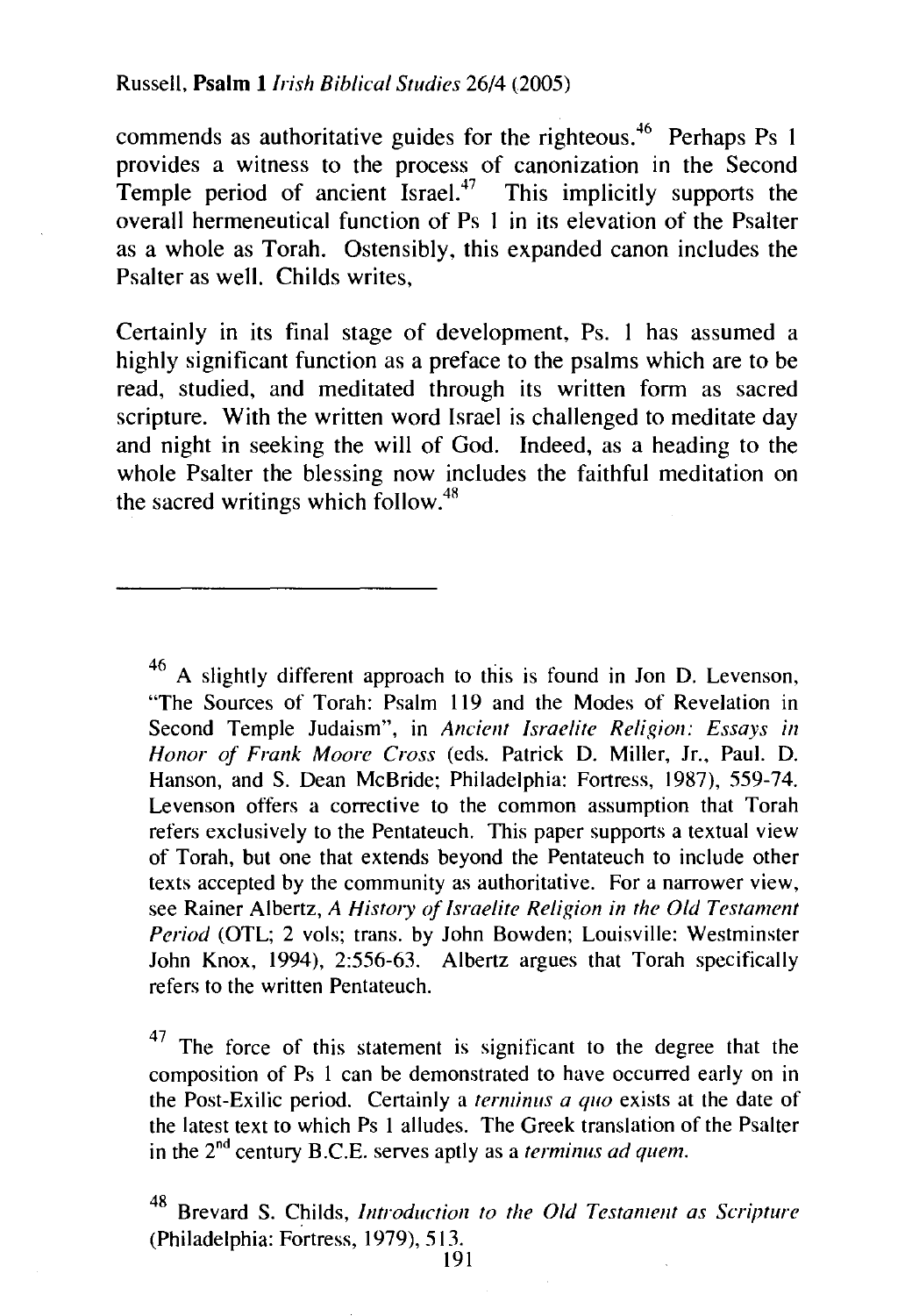commends as authoritative guides for the righteous.[46] Perhaps Ps 1 provides a witness to the process of canonization in the Second Temple period of ancient Israel.[47] This implicitly supports the overall hermeneutical function of Ps 1 in its elevation of the Psalter as a whole as Torah. Ostensibly, this expanded canon includes the Psalter as well. Childs writes,

Certainly in its final stage of development, Ps. 1 has assumed a highly significant function as a preface to the psalms which are to be read, studied, and meditated through its written form as sacred scripture. With the written word Israel is challenged to meditate day and night in seeking the will of God. Indeed, as a heading to the whole Psalter the blessing now includes the faithful meditation on the sacred writings which follow.[48]

---

[46] A slightly different approach to this is found in Jon D. Levenson, "The Sources of Torah: Psalm 119 and the Modes of Revelation in Second Temple Judaism", in *Ancient Israelite Religion: Essays in Honor of Frank Moore Cross* (eds. Patrick D. Miller, Jr., Paul. D. Hanson, and S. Dean McBride; Philadelphia: Fortress, 1987), 559-74. Levenson offers a corrective to the common assumption that Torah refers exclusively to the Pentateuch. This paper supports a textual view of Torah, but one that extends beyond the Pentateuch to include other texts accepted by the community as authoritative. For a narrower view, see Rainer Albertz, *A History of Israelite Religion in the Old Testament Period* (OTL; 2 vols; trans. by John Bowden; Louisville: Westminster John Knox, 1994), 2:556-63. Albertz argues that Torah specifically refers to the written Pentateuch.

[47] The force of this statement is significant to the degree that the composition of Ps 1 can be demonstrated to have occurred early on in the Post-Exilic period. Certainly a *terminus a quo* exists at the date of the latest text to which Ps 1 alludes. The Greek translation of the Psalter in the 2nd century B.C.E. serves aptly as a *terminus ad quem*.

[48] Brevard S. Childs, *Introduction to the Old Testament as Scripture* (Philadelphia: Fortress, 1979), 513.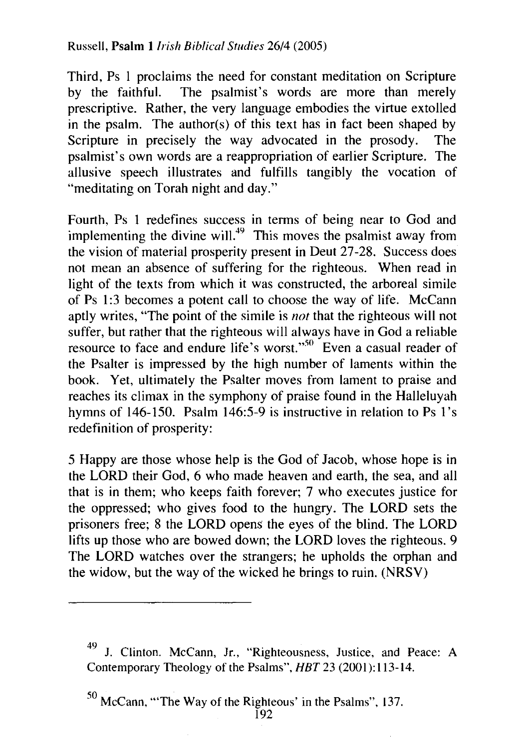Third, Ps 1 proclaims the need for constant meditation on Scripture by the faithful. The psalmist's words are more than merely prescriptive. Rather, the very language embodies the virtue extolled in the psalm. The author(s) of this text has in fact been shaped by Scripture in precisely the way advocated in the prosody. The psalmist's own words are a reappropriation of earlier Scripture. The allusive speech illustrates and fulfills tangibly the vocation of "meditating on Torah night and day."

Fourth, Ps 1 redefines success in terms of being near to God and implementing the divine will.[49] This moves the psalmist away from the vision of material prosperity present in Deut 27-28. Success does not mean an absence of suffering for the righteous. When read in light of the texts from which it was constructed, the arboreal simile of Ps 1:3 becomes a potent call to choose the way of life. McCann aptly writes, "The point of the simile is *not* that the righteous will not suffer, but rather that the righteous will always have in God a reliable resource to face and endure life's worst."[50] Even a casual reader of the Psalter is impressed by the high number of laments within the book. Yet, ultimately the Psalter moves from lament to praise and reaches its climax in the symphony of praise found in the Halleluyah hymns of 146-150. Psalm 146:5-9 is instructive in relation to Ps 1's redefinition of prosperity:

5 Happy are those whose help is the God of Jacob, whose hope is in the LORD their God, 6 who made heaven and earth, the sea, and all that is in them; who keeps faith forever; 7 who executes justice for the oppressed; who gives food to the hungry. The LORD sets the prisoners free; 8 the LORD opens the eyes of the blind. The LORD lifts up those who are bowed down; the LORD loves the righteous. 9 The LORD watches over the strangers; he upholds the orphan and the widow, but the way of the wicked he brings to ruin. (NRSV)

---

[49] J. Clinton. McCann, Jr., "Righteousness, Justice, and Peace: A Contemporary Theology of the Psalms", *HBT* 23 (2001):113-14.

[50] McCann, "'The Way of the Righteous' in the Psalms", 137.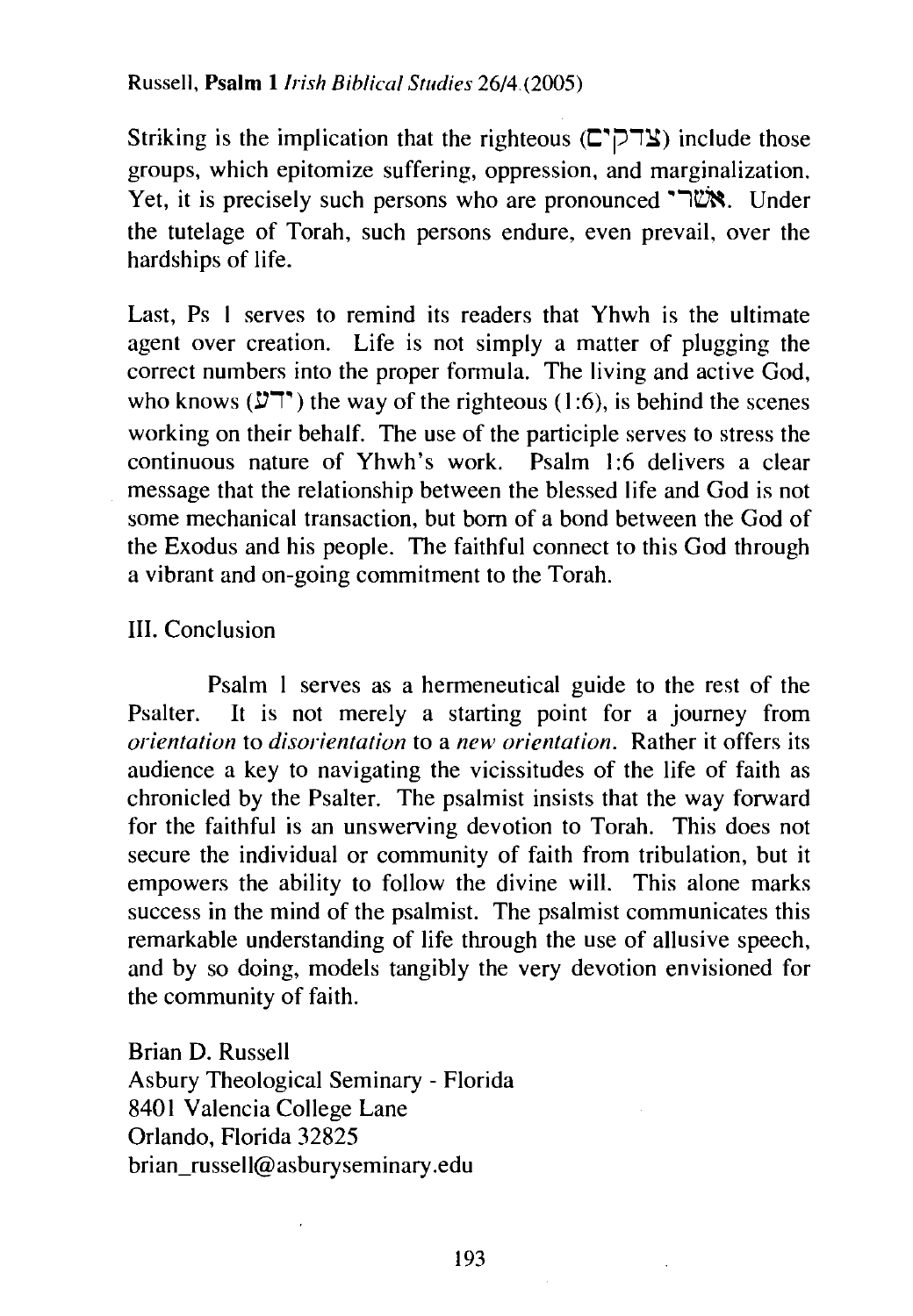Striking is the implication that the righteous (צדקים) include those groups, which epitomize suffering, oppression, and marginalization. Yet, it is precisely such persons who are pronounced אשרי. Under the tutelage of Torah, such persons endure, even prevail, over the hardships of life.

Last, Ps 1 serves to remind its readers that Yhwh is the ultimate agent over creation. Life is not simply a matter of plugging the correct numbers into the proper formula. The living and active God, who knows (ידע) the way of the righteous (1:6), is behind the scenes working on their behalf. The use of the participle serves to stress the continuous nature of Yhwh's work. Psalm 1:6 delivers a clear message that the relationship between the blessed life and God is not some mechanical transaction, but born of a bond between the God of the Exodus and his people. The faithful connect to this God through a vibrant and on-going commitment to the Torah.

## III. Conclusion

Psalm 1 serves as a hermeneutical guide to the rest of the Psalter. It is not merely a starting point for a journey from *orientation* to *disorientation* to a *new orientation*. Rather it offers its audience a key to navigating the vicissitudes of the life of faith as chronicled by the Psalter. The psalmist insists that the way forward for the faithful is an unswerving devotion to Torah. This does not secure the individual or community of faith from tribulation, but it empowers the ability to follow the divine will. This alone marks success in the mind of the psalmist. The psalmist communicates this remarkable understanding of life through the use of allusive speech, and by so doing, models tangibly the very devotion envisioned for the community of faith.

Brian D. Russell
Asbury Theological Seminary - Florida
8401 Valencia College Lane
Orlando, Florida 32825
brian_russell@asburyseminary.edu